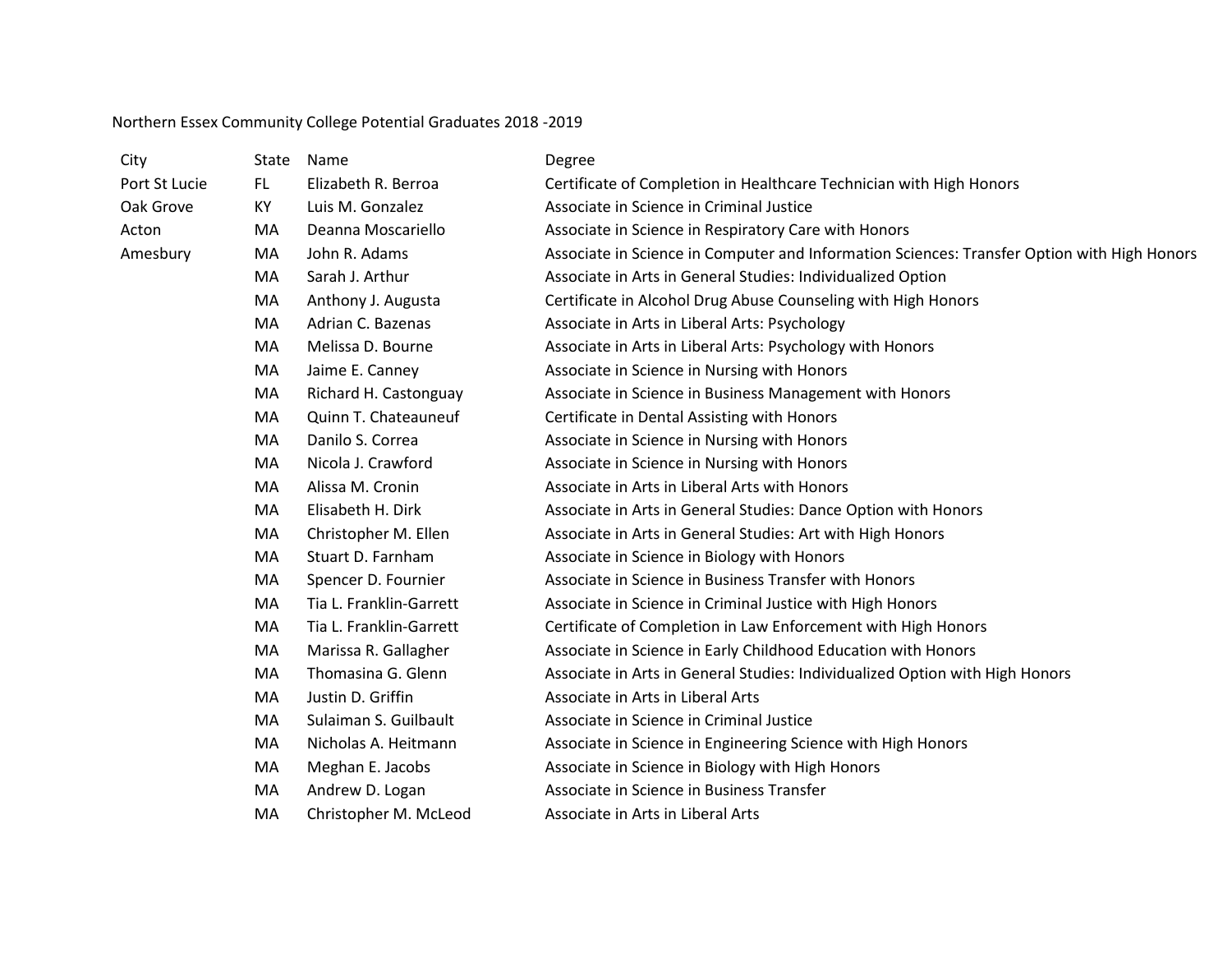Northern Essex Community College Potential Graduates 2018 -2019

| City | State | Name | Degree |
|---|---|---|---|
| Port St Lucie | FL | Elizabeth R. Berroa | Certificate of Completion in Healthcare Technician with High Honors |
| Oak Grove | KY | Luis M. Gonzalez | Associate in Science in Criminal Justice |
| Acton | MA | Deanna Moscariello | Associate in Science in Respiratory Care with Honors |
| Amesbury | MA | John R. Adams | Associate in Science in Computer and Information Sciences: Transfer Option with High Honors |
| | MA | Sarah J. Arthur | Associate in Arts in General Studies: Individualized Option |
| | MA | Anthony J. Augusta | Certificate in Alcohol Drug Abuse Counseling with High Honors |
| | MA | Adrian C. Bazenas | Associate in Arts in Liberal Arts: Psychology |
| | MA | Melissa D. Bourne | Associate in Arts in Liberal Arts: Psychology with Honors |
| | MA | Jaime E. Canney | Associate in Science in Nursing with Honors |
| | MA | Richard H. Castonguay | Associate in Science in Business Management with Honors |
| | MA | Quinn T. Chateauneuf | Certificate in Dental Assisting with Honors |
| | MA | Danilo S. Correa | Associate in Science in Nursing with Honors |
| | MA | Nicola J. Crawford | Associate in Science in Nursing with Honors |
| | MA | Alissa M. Cronin | Associate in Arts in Liberal Arts with Honors |
| | MA | Elisabeth H. Dirk | Associate in Arts in General Studies: Dance Option with Honors |
| | MA | Christopher M. Ellen | Associate in Arts in General Studies: Art with High Honors |
| | MA | Stuart D. Farnham | Associate in Science in Biology with Honors |
| | MA | Spencer D. Fournier | Associate in Science in Business Transfer with Honors |
| | MA | Tia L. Franklin-Garrett | Associate in Science in Criminal Justice with High Honors |
| | MA | Tia L. Franklin-Garrett | Certificate of Completion in Law Enforcement with High Honors |
| | MA | Marissa R. Gallagher | Associate in Science in Early Childhood Education with Honors |
| | MA | Thomasina G. Glenn | Associate in Arts in General Studies: Individualized Option with High Honors |
| | MA | Justin D. Griffin | Associate in Arts in Liberal Arts |
| | MA | Sulaiman S. Guilbault | Associate in Science in Criminal Justice |
| | MA | Nicholas A. Heitmann | Associate in Science in Engineering Science with High Honors |
| | MA | Meghan E. Jacobs | Associate in Science in Biology with High Honors |
| | MA | Andrew D. Logan | Associate in Science in Business Transfer |
| | MA | Christopher M. McLeod | Associate in Arts in Liberal Arts |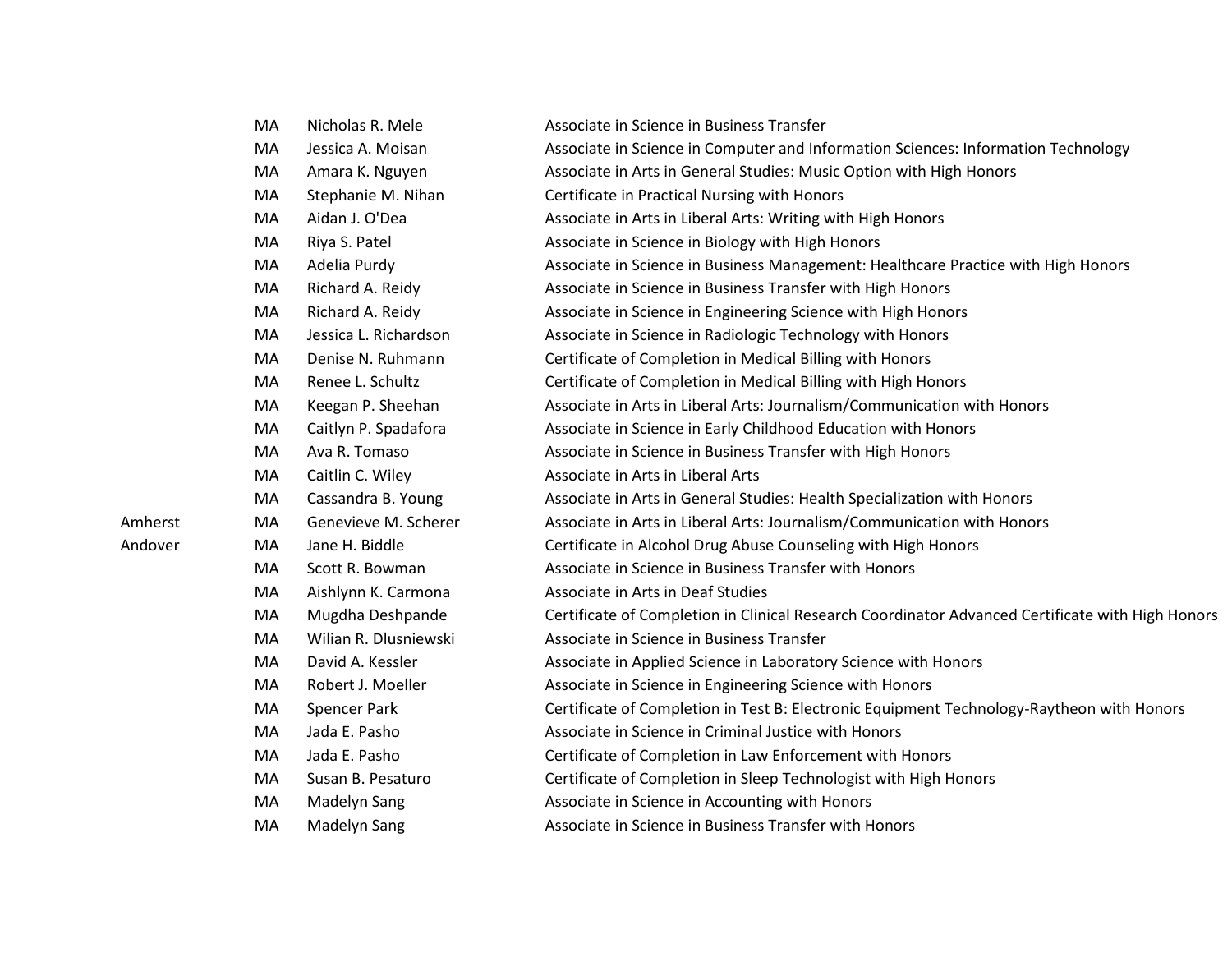| | | | |
|---|---|---|---|
| | MA | Nicholas R. Mele | Associate in Science in Business Transfer |
| | MA | Jessica A. Moisan | Associate in Science in Computer and Information Sciences: Information Technology |
| | MA | Amara K. Nguyen | Associate in Arts in General Studies: Music Option with High Honors |
| | MA | Stephanie M. Nihan | Certificate in Practical Nursing with Honors |
| | MA | Aidan J. O'Dea | Associate in Arts in Liberal Arts: Writing with High Honors |
| | MA | Riya S. Patel | Associate in Science in Biology with High Honors |
| | MA | Adelia Purdy | Associate in Science in Business Management: Healthcare Practice with High Honors |
| | MA | Richard A. Reidy | Associate in Science in Business Transfer with High Honors |
| | MA | Richard A. Reidy | Associate in Science in Engineering Science with High Honors |
| | MA | Jessica L. Richardson | Associate in Science in Radiologic Technology with Honors |
| | MA | Denise N. Ruhmann | Certificate of Completion in Medical Billing with Honors |
| | MA | Renee L. Schultz | Certificate of Completion in Medical Billing with High Honors |
| | MA | Keegan P. Sheehan | Associate in Arts in Liberal Arts: Journalism/Communication with Honors |
| | MA | Caitlyn P. Spadafora | Associate in Science in Early Childhood Education with Honors |
| | MA | Ava R. Tomaso | Associate in Science in Business Transfer with High Honors |
| | MA | Caitlin C. Wiley | Associate in Arts in Liberal Arts |
| | MA | Cassandra B. Young | Associate in Arts in General Studies: Health Specialization with Honors |
| Amherst | MA | Genevieve M. Scherer | Associate in Arts in Liberal Arts: Journalism/Communication with Honors |
| Andover | MA | Jane H. Biddle | Certificate in Alcohol Drug Abuse Counseling with High Honors |
| | MA | Scott R. Bowman | Associate in Science in Business Transfer with Honors |
| | MA | Aishlynn K. Carmona | Associate in Arts in Deaf Studies |
| | MA | Mugdha Deshpande | Certificate of Completion in Clinical Research Coordinator Advanced Certificate with High Honors |
| | MA | Wilian R. Dlusniewski | Associate in Science in Business Transfer |
| | MA | David A. Kessler | Associate in Applied Science in Laboratory Science with Honors |
| | MA | Robert J. Moeller | Associate in Science in Engineering Science with Honors |
| | MA | Spencer Park | Certificate of Completion in Test B: Electronic Equipment Technology-Raytheon with Honors |
| | MA | Jada E. Pasho | Associate in Science in Criminal Justice with Honors |
| | MA | Jada E. Pasho | Certificate of Completion in Law Enforcement with Honors |
| | MA | Susan B. Pesaturo | Certificate of Completion in Sleep Technologist with High Honors |
| | MA | Madelyn Sang | Associate in Science in Accounting with Honors |
| | MA | Madelyn Sang | Associate in Science in Business Transfer with Honors |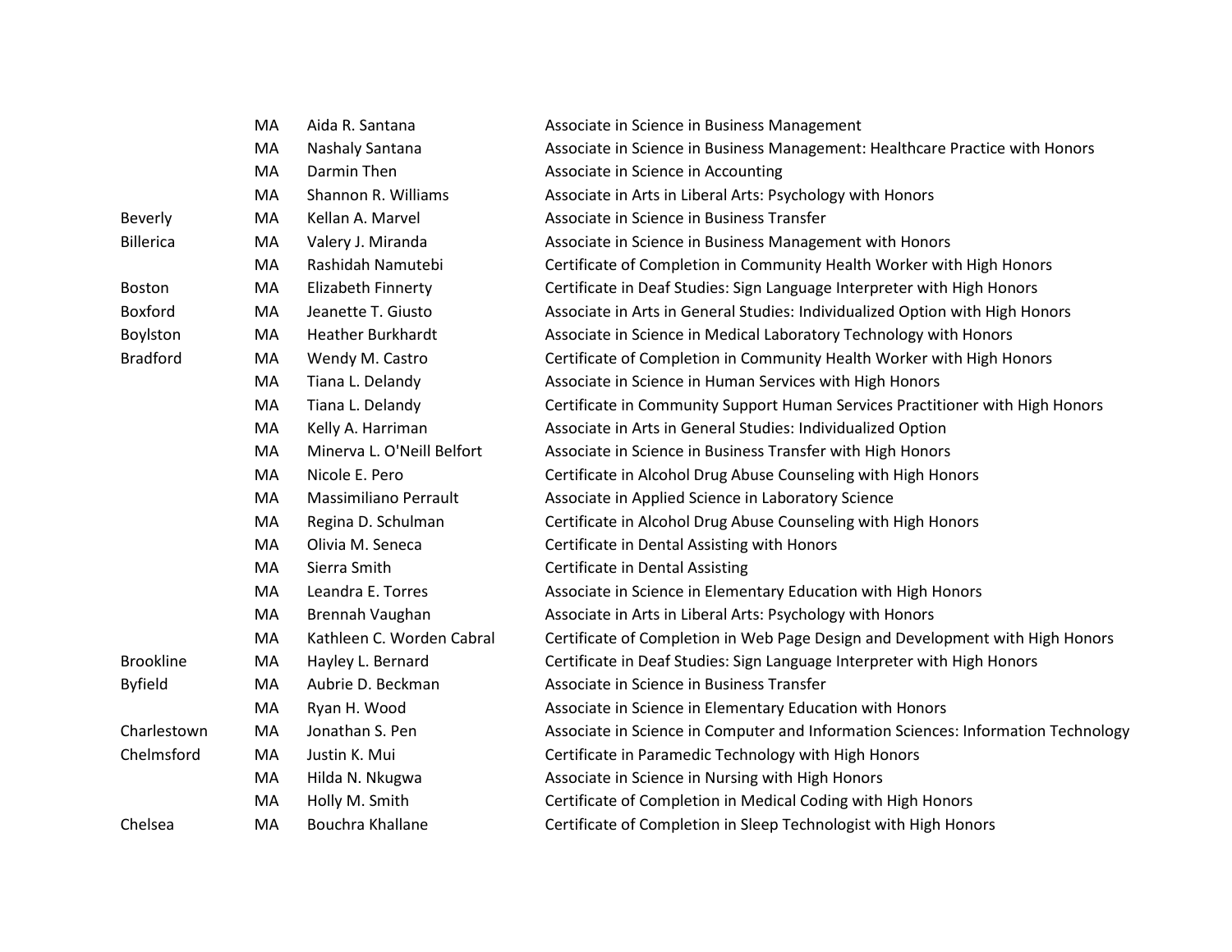| | | | |
|---|---|---|---|
| | MA | Aida R. Santana | Associate in Science in Business Management |
| | MA | Nashaly Santana | Associate in Science in Business Management: Healthcare Practice with Honors |
| | MA | Darmin Then | Associate in Science in Accounting |
| | MA | Shannon R. Williams | Associate in Arts in Liberal Arts: Psychology with Honors |
| Beverly | MA | Kellan A. Marvel | Associate in Science in Business Transfer |
| Billerica | MA | Valery J. Miranda | Associate in Science in Business Management with Honors |
| | MA | Rashidah Namutebi | Certificate of Completion in Community Health Worker with High Honors |
| Boston | MA | Elizabeth Finnerty | Certificate in Deaf Studies: Sign Language Interpreter with High Honors |
| Boxford | MA | Jeanette T. Giusto | Associate in Arts in General Studies: Individualized Option with High Honors |
| Boylston | MA | Heather Burkhardt | Associate in Science in Medical Laboratory Technology with Honors |
| Bradford | MA | Wendy M. Castro | Certificate of Completion in Community Health Worker with High Honors |
| | MA | Tiana L. Delandy | Associate in Science in Human Services with High Honors |
| | MA | Tiana L. Delandy | Certificate in Community Support Human Services Practitioner with High Honors |
| | MA | Kelly A. Harriman | Associate in Arts in General Studies: Individualized Option |
| | MA | Minerva L. O'Neill Belfort | Associate in Science in Business Transfer with High Honors |
| | MA | Nicole E. Pero | Certificate in Alcohol Drug Abuse Counseling with High Honors |
| | MA | Massimiliano Perrault | Associate in Applied Science in Laboratory Science |
| | MA | Regina D. Schulman | Certificate in Alcohol Drug Abuse Counseling with High Honors |
| | MA | Olivia M. Seneca | Certificate in Dental Assisting with Honors |
| | MA | Sierra Smith | Certificate in Dental Assisting |
| | MA | Leandra E. Torres | Associate in Science in Elementary Education with High Honors |
| | MA | Brennah Vaughan | Associate in Arts in Liberal Arts: Psychology with Honors |
| | MA | Kathleen C. Worden Cabral | Certificate of Completion in Web Page Design and Development with High Honors |
| Brookline | MA | Hayley L. Bernard | Certificate in Deaf Studies: Sign Language Interpreter with High Honors |
| Byfield | MA | Aubrie D. Beckman | Associate in Science in Business Transfer |
| | MA | Ryan H. Wood | Associate in Science in Elementary Education with Honors |
| Charlestown | MA | Jonathan S. Pen | Associate in Science in Computer and Information Sciences: Information Technology |
| Chelmsford | MA | Justin K. Mui | Certificate in Paramedic Technology with High Honors |
| | MA | Hilda N. Nkugwa | Associate in Science in Nursing with High Honors |
| | MA | Holly M. Smith | Certificate of Completion in Medical Coding with High Honors |
| Chelsea | MA | Bouchra Khallane | Certificate of Completion in Sleep Technologist with High Honors |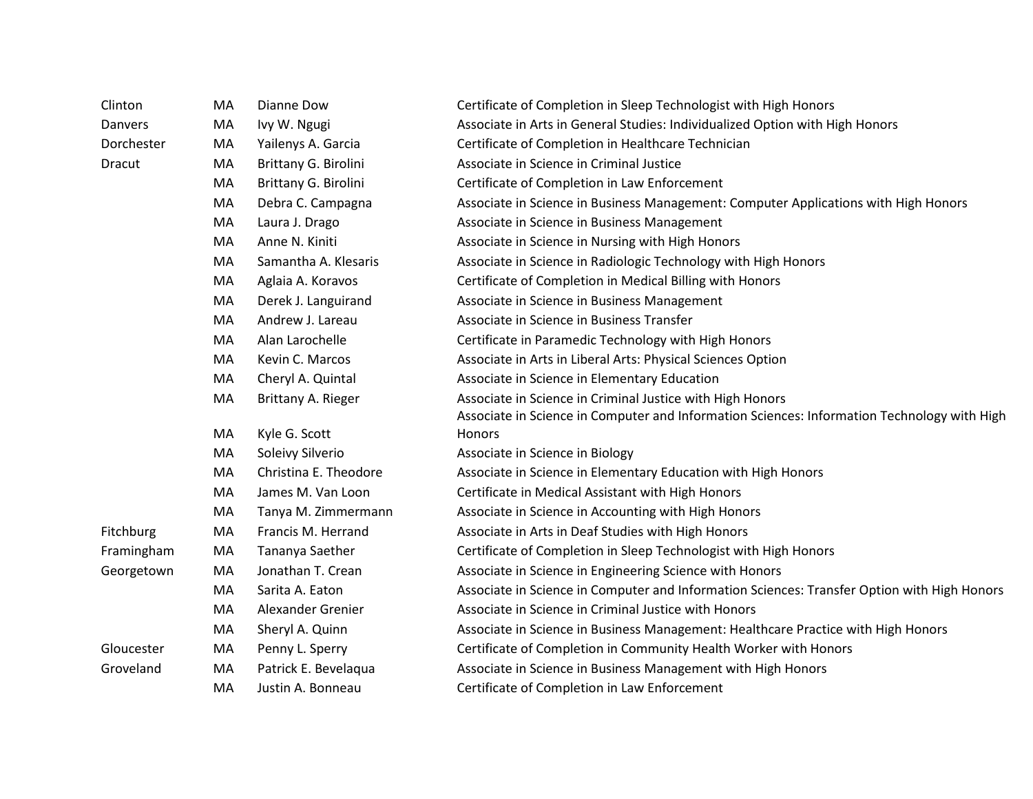| | | | |
|---|---|---|---|
| Clinton | MA | Dianne Dow | Certificate of Completion in Sleep Technologist with High Honors |
| Danvers | MA | Ivy W. Ngugi | Associate in Arts in General Studies: Individualized Option with High Honors |
| Dorchester | MA | Yailenys A. Garcia | Certificate of Completion in Healthcare Technician |
| Dracut | MA | Brittany G. Birolini | Associate in Science in Criminal Justice |
| | MA | Brittany G. Birolini | Certificate of Completion in Law Enforcement |
| | MA | Debra C. Campagna | Associate in Science in Business Management: Computer Applications with High Honors |
| | MA | Laura J. Drago | Associate in Science in Business Management |
| | MA | Anne N. Kiniti | Associate in Science in Nursing with High Honors |
| | MA | Samantha A. Klesaris | Associate in Science in Radiologic Technology with High Honors |
| | MA | Aglaia A. Koravos | Certificate of Completion in Medical Billing with Honors |
| | MA | Derek J. Languirand | Associate in Science in Business Management |
| | MA | Andrew J. Lareau | Associate in Science in Business Transfer |
| | MA | Alan Larochelle | Certificate in Paramedic Technology with High Honors |
| | MA | Kevin C. Marcos | Associate in Arts in Liberal Arts: Physical Sciences Option |
| | MA | Cheryl A. Quintal | Associate in Science in Elementary Education |
| | MA | Brittany A. Rieger | Associate in Science in Criminal Justice with High Honors |
| | MA | Kyle G. Scott | Associate in Science in Computer and Information Sciences: Information Technology with High Honors |
| | MA | Soleivy Silverio | Associate in Science in Biology |
| | MA | Christina E. Theodore | Associate in Science in Elementary Education with High Honors |
| | MA | James M. Van Loon | Certificate in Medical Assistant with High Honors |
| | MA | Tanya M. Zimmermann | Associate in Science in Accounting with High Honors |
| Fitchburg | MA | Francis M. Herrand | Associate in Arts in Deaf Studies with High Honors |
| Framingham | MA | Tananya Saether | Certificate of Completion in Sleep Technologist with High Honors |
| Georgetown | MA | Jonathan T. Crean | Associate in Science in Engineering Science with Honors |
| | MA | Sarita A. Eaton | Associate in Science in Computer and Information Sciences: Transfer Option with High Honors |
| | MA | Alexander Grenier | Associate in Science in Criminal Justice with Honors |
| | MA | Sheryl A. Quinn | Associate in Science in Business Management: Healthcare Practice with High Honors |
| Gloucester | MA | Penny L. Sperry | Certificate of Completion in Community Health Worker with Honors |
| Groveland | MA | Patrick E. Bevelaqua | Associate in Science in Business Management with High Honors |
| | MA | Justin A. Bonneau | Certificate of Completion in Law Enforcement |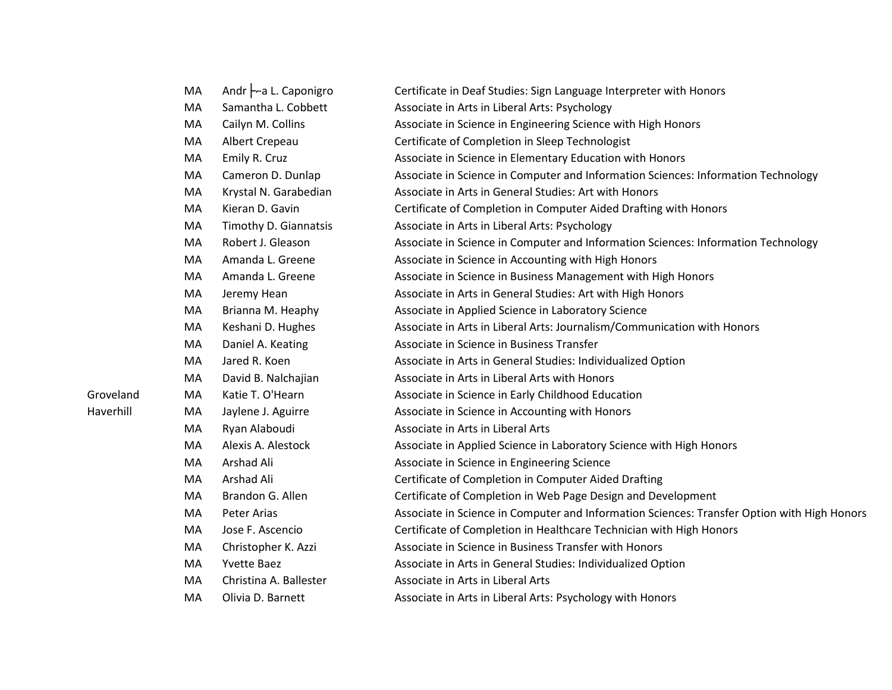| | | | |
|---|---|---|---|
| | MA | Andr ├–a L. Caponigro | Certificate in Deaf Studies: Sign Language Interpreter with Honors |
| | MA | Samantha L. Cobbett | Associate in Arts in Liberal Arts: Psychology |
| | MA | Cailyn M. Collins | Associate in Science in Engineering Science with High Honors |
| | MA | Albert Crepeau | Certificate of Completion in Sleep Technologist |
| | MA | Emily R. Cruz | Associate in Science in Elementary Education with Honors |
| | MA | Cameron D. Dunlap | Associate in Science in Computer and Information Sciences: Information Technology |
| | MA | Krystal N. Garabedian | Associate in Arts in General Studies: Art with Honors |
| | MA | Kieran D. Gavin | Certificate of Completion in Computer Aided Drafting with Honors |
| | MA | Timothy D. Giannatsis | Associate in Arts in Liberal Arts: Psychology |
| | MA | Robert J. Gleason | Associate in Science in Computer and Information Sciences: Information Technology |
| | MA | Amanda L. Greene | Associate in Science in Accounting with High Honors |
| | MA | Amanda L. Greene | Associate in Science in Business Management with High Honors |
| | MA | Jeremy Hean | Associate in Arts in General Studies: Art with High Honors |
| | MA | Brianna M. Heaphy | Associate in Applied Science in Laboratory Science |
| | MA | Keshani D. Hughes | Associate in Arts in Liberal Arts: Journalism/Communication with Honors |
| | MA | Daniel A. Keating | Associate in Science in Business Transfer |
| | MA | Jared R. Koen | Associate in Arts in General Studies: Individualized Option |
| | MA | David B. Nalchajian | Associate in Arts in Liberal Arts with Honors |
| Groveland | MA | Katie T. O'Hearn | Associate in Science in Early Childhood Education |
| Haverhill | MA | Jaylene J. Aguirre | Associate in Science in Accounting with Honors |
| | MA | Ryan Alaboudi | Associate in Arts in Liberal Arts |
| | MA | Alexis A. Alestock | Associate in Applied Science in Laboratory Science with High Honors |
| | MA | Arshad Ali | Associate in Science in Engineering Science |
| | MA | Arshad Ali | Certificate of Completion in Computer Aided Drafting |
| | MA | Brandon G. Allen | Certificate of Completion in Web Page Design and Development |
| | MA | Peter Arias | Associate in Science in Computer and Information Sciences: Transfer Option with High Honors |
| | MA | Jose F. Ascencio | Certificate of Completion in Healthcare Technician with High Honors |
| | MA | Christopher K. Azzi | Associate in Science in Business Transfer with Honors |
| | MA | Yvette Baez | Associate in Arts in General Studies: Individualized Option |
| | MA | Christina A. Ballester | Associate in Arts in Liberal Arts |
| | MA | Olivia D. Barnett | Associate in Arts in Liberal Arts: Psychology with Honors |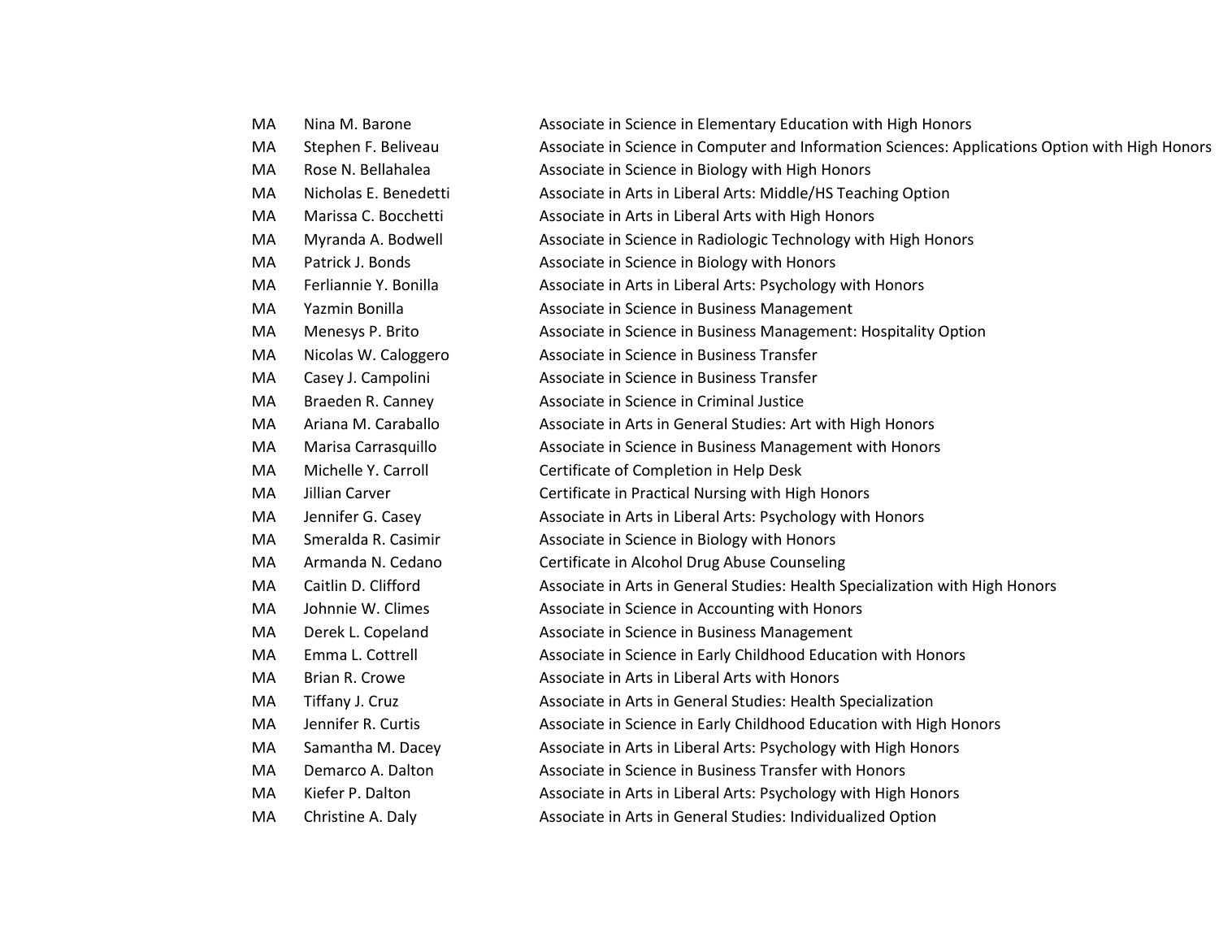| | | |
|---|---|---|
| MA | Nina M. Barone | Associate in Science in Elementary Education with High Honors |
| MA | Stephen F. Beliveau | Associate in Science in Computer and Information Sciences: Applications Option with High Honors |
| MA | Rose N. Bellahalea | Associate in Science in Biology with High Honors |
| MA | Nicholas E. Benedetti | Associate in Arts in Liberal Arts: Middle/HS Teaching Option |
| MA | Marissa C. Bocchetti | Associate in Arts in Liberal Arts with High Honors |
| MA | Myranda A. Bodwell | Associate in Science in Radiologic Technology with High Honors |
| MA | Patrick J. Bonds | Associate in Science in Biology with Honors |
| MA | Ferliannie Y. Bonilla | Associate in Arts in Liberal Arts: Psychology with Honors |
| MA | Yazmin Bonilla | Associate in Science in Business Management |
| MA | Menesys P. Brito | Associate in Science in Business Management: Hospitality Option |
| MA | Nicolas W. Caloggero | Associate in Science in Business Transfer |
| MA | Casey J. Campolini | Associate in Science in Business Transfer |
| MA | Braeden R. Canney | Associate in Science in Criminal Justice |
| MA | Ariana M. Caraballo | Associate in Arts in General Studies: Art with High Honors |
| MA | Marisa Carrasquillo | Associate in Science in Business Management with Honors |
| MA | Michelle Y. Carroll | Certificate of Completion in Help Desk |
| MA | Jillian Carver | Certificate in Practical Nursing with High Honors |
| MA | Jennifer G. Casey | Associate in Arts in Liberal Arts: Psychology with Honors |
| MA | Smeralda R. Casimir | Associate in Science in Biology with Honors |
| MA | Armanda N. Cedano | Certificate in Alcohol Drug Abuse Counseling |
| MA | Caitlin D. Clifford | Associate in Arts in General Studies: Health Specialization with High Honors |
| MA | Johnnie W. Climes | Associate in Science in Accounting with Honors |
| MA | Derek L. Copeland | Associate in Science in Business Management |
| MA | Emma L. Cottrell | Associate in Science in Early Childhood Education with Honors |
| MA | Brian R. Crowe | Associate in Arts in Liberal Arts with Honors |
| MA | Tiffany J. Cruz | Associate in Arts in General Studies: Health Specialization |
| MA | Jennifer R. Curtis | Associate in Science in Early Childhood Education with High Honors |
| MA | Samantha M. Dacey | Associate in Arts in Liberal Arts: Psychology with High Honors |
| MA | Demarco A. Dalton | Associate in Science in Business Transfer with Honors |
| MA | Kiefer P. Dalton | Associate in Arts in Liberal Arts: Psychology with High Honors |
| MA | Christine A. Daly | Associate in Arts in General Studies: Individualized Option |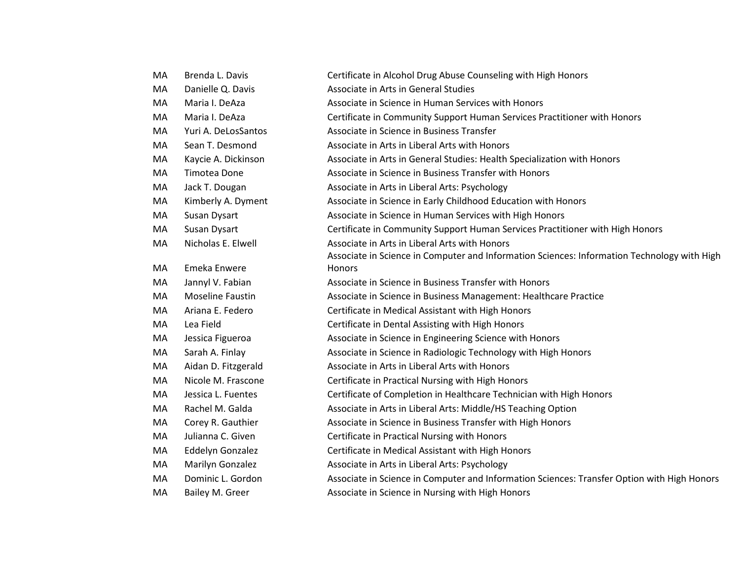| | | |
|---|---|---|
| MA | Brenda L. Davis | Certificate in Alcohol Drug Abuse Counseling with High Honors |
| MA | Danielle Q. Davis | Associate in Arts in General Studies |
| MA | Maria I. DeAza | Associate in Science in Human Services with Honors |
| MA | Maria I. DeAza | Certificate in Community Support Human Services Practitioner with Honors |
| MA | Yuri A. DeLosSantos | Associate in Science in Business Transfer |
| MA | Sean T. Desmond | Associate in Arts in Liberal Arts with Honors |
| MA | Kaycie A. Dickinson | Associate in Arts in General Studies: Health Specialization with Honors |
| MA | Timotea Done | Associate in Science in Business Transfer with Honors |
| MA | Jack T. Dougan | Associate in Arts in Liberal Arts: Psychology |
| MA | Kimberly A. Dyment | Associate in Science in Early Childhood Education with Honors |
| MA | Susan Dysart | Associate in Science in Human Services with High Honors |
| MA | Susan Dysart | Certificate in Community Support Human Services Practitioner with High Honors |
| MA | Nicholas E. Elwell | Associate in Arts in Liberal Arts with Honors |
| MA | Emeka Enwere | Associate in Science in Computer and Information Sciences: Information Technology with High Honors |
| MA | Jannyl V. Fabian | Associate in Science in Business Transfer with Honors |
| MA | Moseline Faustin | Associate in Science in Business Management: Healthcare Practice |
| MA | Ariana E. Federo | Certificate in Medical Assistant with High Honors |
| MA | Lea Field | Certificate in Dental Assisting with High Honors |
| MA | Jessica Figueroa | Associate in Science in Engineering Science with Honors |
| MA | Sarah A. Finlay | Associate in Science in Radiologic Technology with High Honors |
| MA | Aidan D. Fitzgerald | Associate in Arts in Liberal Arts with Honors |
| MA | Nicole M. Frascone | Certificate in Practical Nursing with High Honors |
| MA | Jessica L. Fuentes | Certificate of Completion in Healthcare Technician with High Honors |
| MA | Rachel M. Galda | Associate in Arts in Liberal Arts: Middle/HS Teaching Option |
| MA | Corey R. Gauthier | Associate in Science in Business Transfer with High Honors |
| MA | Julianna C. Given | Certificate in Practical Nursing with Honors |
| MA | Eddelyn Gonzalez | Certificate in Medical Assistant with High Honors |
| MA | Marilyn Gonzalez | Associate in Arts in Liberal Arts: Psychology |
| MA | Dominic L. Gordon | Associate in Science in Computer and Information Sciences: Transfer Option with High Honors |
| MA | Bailey M. Greer | Associate in Science in Nursing with High Honors |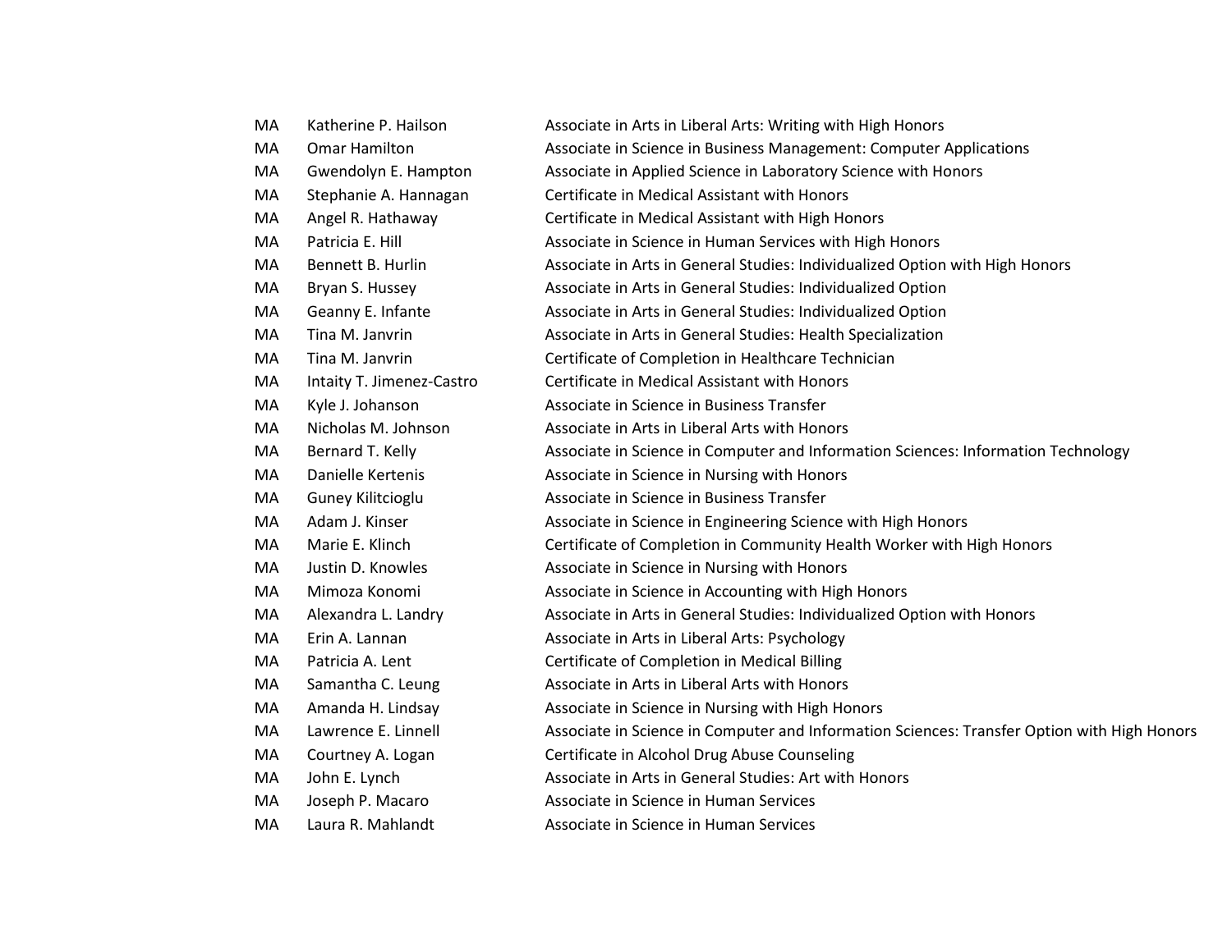| | | |
|---|---|---|
| MA | Katherine P. Hailson | Associate in Arts in Liberal Arts: Writing with High Honors |
| MA | Omar Hamilton | Associate in Science in Business Management: Computer Applications |
| MA | Gwendolyn E. Hampton | Associate in Applied Science in Laboratory Science with Honors |
| MA | Stephanie A. Hannagan | Certificate in Medical Assistant with Honors |
| MA | Angel R. Hathaway | Certificate in Medical Assistant with High Honors |
| MA | Patricia E. Hill | Associate in Science in Human Services with High Honors |
| MA | Bennett B. Hurlin | Associate in Arts in General Studies: Individualized Option with High Honors |
| MA | Bryan S. Hussey | Associate in Arts in General Studies: Individualized Option |
| MA | Geanny E. Infante | Associate in Arts in General Studies: Individualized Option |
| MA | Tina M. Janvrin | Associate in Arts in General Studies: Health Specialization |
| MA | Tina M. Janvrin | Certificate of Completion in Healthcare Technician |
| MA | Intaity T. Jimenez-Castro | Certificate in Medical Assistant with Honors |
| MA | Kyle J. Johanson | Associate in Science in Business Transfer |
| MA | Nicholas M. Johnson | Associate in Arts in Liberal Arts with Honors |
| MA | Bernard T. Kelly | Associate in Science in Computer and Information Sciences: Information Technology |
| MA | Danielle Kertenis | Associate in Science in Nursing with Honors |
| MA | Guney Kilitcioglu | Associate in Science in Business Transfer |
| MA | Adam J. Kinser | Associate in Science in Engineering Science with High Honors |
| MA | Marie E. Klinch | Certificate of Completion in Community Health Worker with High Honors |
| MA | Justin D. Knowles | Associate in Science in Nursing with Honors |
| MA | Mimoza Konomi | Associate in Science in Accounting with High Honors |
| MA | Alexandra L. Landry | Associate in Arts in General Studies: Individualized Option with Honors |
| MA | Erin A. Lannan | Associate in Arts in Liberal Arts: Psychology |
| MA | Patricia A. Lent | Certificate of Completion in Medical Billing |
| MA | Samantha C. Leung | Associate in Arts in Liberal Arts with Honors |
| MA | Amanda H. Lindsay | Associate in Science in Nursing with High Honors |
| MA | Lawrence E. Linnell | Associate in Science in Computer and Information Sciences: Transfer Option with High Honors |
| MA | Courtney A. Logan | Certificate in Alcohol Drug Abuse Counseling |
| MA | John E. Lynch | Associate in Arts in General Studies: Art with Honors |
| MA | Joseph P. Macaro | Associate in Science in Human Services |
| MA | Laura R. Mahlandt | Associate in Science in Human Services |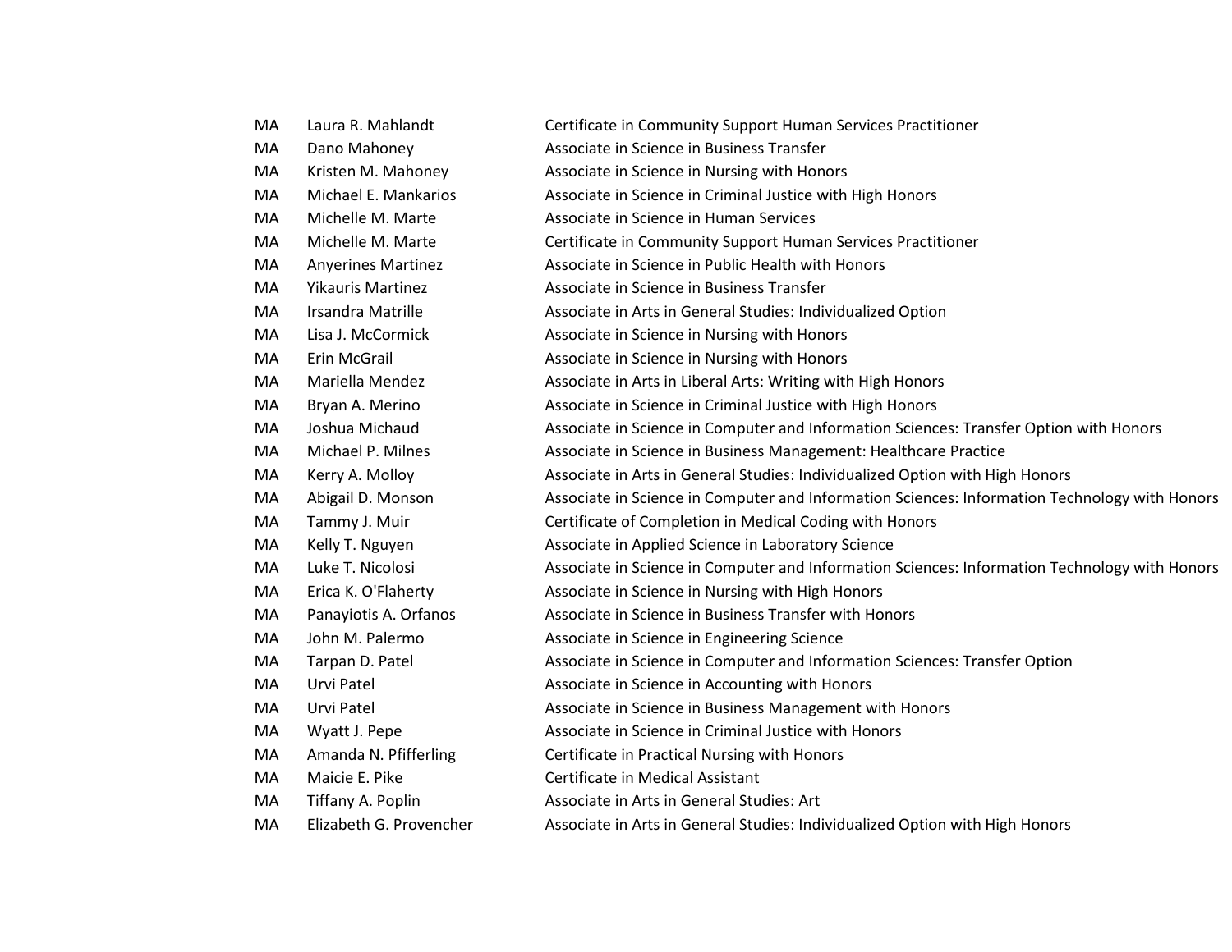| | | |
|---|---|---|
| MA | Laura R. Mahlandt | Certificate in Community Support Human Services Practitioner |
| MA | Dano Mahoney | Associate in Science in Business Transfer |
| MA | Kristen M. Mahoney | Associate in Science in Nursing with Honors |
| MA | Michael E. Mankarios | Associate in Science in Criminal Justice with High Honors |
| MA | Michelle M. Marte | Associate in Science in Human Services |
| MA | Michelle M. Marte | Certificate in Community Support Human Services Practitioner |
| MA | Anyerines Martinez | Associate in Science in Public Health with Honors |
| MA | Yikauris Martinez | Associate in Science in Business Transfer |
| MA | Irsandra Matrille | Associate in Arts in General Studies: Individualized Option |
| MA | Lisa J. McCormick | Associate in Science in Nursing with Honors |
| MA | Erin McGrail | Associate in Science in Nursing with Honors |
| MA | Mariella Mendez | Associate in Arts in Liberal Arts: Writing with High Honors |
| MA | Bryan A. Merino | Associate in Science in Criminal Justice with High Honors |
| MA | Joshua Michaud | Associate in Science in Computer and Information Sciences: Transfer Option with Honors |
| MA | Michael P. Milnes | Associate in Science in Business Management: Healthcare Practice |
| MA | Kerry A. Molloy | Associate in Arts in General Studies: Individualized Option with High Honors |
| MA | Abigail D. Monson | Associate in Science in Computer and Information Sciences: Information Technology with Honors |
| MA | Tammy J. Muir | Certificate of Completion in Medical Coding with Honors |
| MA | Kelly T. Nguyen | Associate in Applied Science in Laboratory Science |
| MA | Luke T. Nicolosi | Associate in Science in Computer and Information Sciences: Information Technology with Honors |
| MA | Erica K. O'Flaherty | Associate in Science in Nursing with High Honors |
| MA | Panayiotis A. Orfanos | Associate in Science in Business Transfer with Honors |
| MA | John M. Palermo | Associate in Science in Engineering Science |
| MA | Tarpan D. Patel | Associate in Science in Computer and Information Sciences: Transfer Option |
| MA | Urvi Patel | Associate in Science in Accounting with Honors |
| MA | Urvi Patel | Associate in Science in Business Management with Honors |
| MA | Wyatt J. Pepe | Associate in Science in Criminal Justice with Honors |
| MA | Amanda N. Pfifferling | Certificate in Practical Nursing with Honors |
| MA | Maicie E. Pike | Certificate in Medical Assistant |
| MA | Tiffany A. Poplin | Associate in Arts in General Studies: Art |
| MA | Elizabeth G. Provencher | Associate in Arts in General Studies: Individualized Option with High Honors |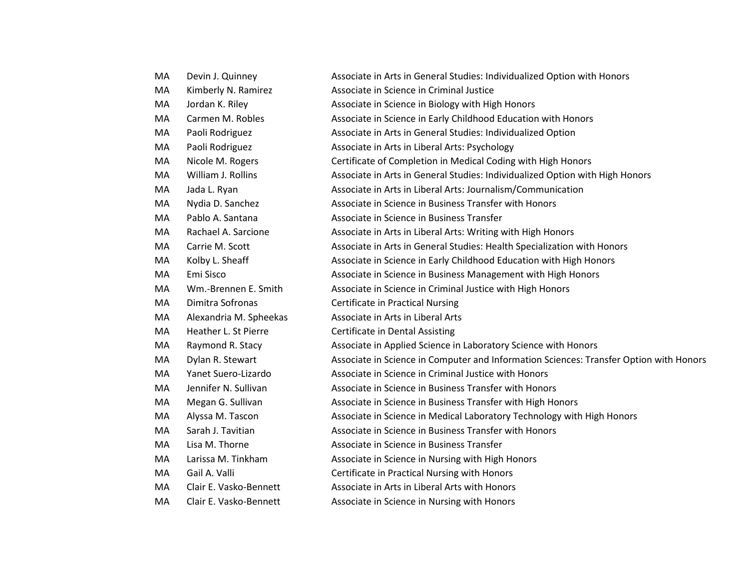| | | |
|---|---|---|
| MA | Devin J. Quinney | Associate in Arts in General Studies: Individualized Option with Honors |
| MA | Kimberly N. Ramirez | Associate in Science in Criminal Justice |
| MA | Jordan K. Riley | Associate in Science in Biology with High Honors |
| MA | Carmen M. Robles | Associate in Science in Early Childhood Education with Honors |
| MA | Paoli Rodriguez | Associate in Arts in General Studies: Individualized Option |
| MA | Paoli Rodriguez | Associate in Arts in Liberal Arts: Psychology |
| MA | Nicole M. Rogers | Certificate of Completion in Medical Coding with High Honors |
| MA | William J. Rollins | Associate in Arts in General Studies: Individualized Option with High Honors |
| MA | Jada L. Ryan | Associate in Arts in Liberal Arts: Journalism/Communication |
| MA | Nydia D. Sanchez | Associate in Science in Business Transfer with Honors |
| MA | Pablo A. Santana | Associate in Science in Business Transfer |
| MA | Rachael A. Sarcione | Associate in Arts in Liberal Arts: Writing with High Honors |
| MA | Carrie M. Scott | Associate in Arts in General Studies: Health Specialization with Honors |
| MA | Kolby L. Sheaff | Associate in Science in Early Childhood Education with High Honors |
| MA | Emi Sisco | Associate in Science in Business Management with High Honors |
| MA | Wm.-Brennen E. Smith | Associate in Science in Criminal Justice with High Honors |
| MA | Dimitra Sofronas | Certificate in Practical Nursing |
| MA | Alexandria M. Spheekas | Associate in Arts in Liberal Arts |
| MA | Heather L. St Pierre | Certificate in Dental Assisting |
| MA | Raymond R. Stacy | Associate in Applied Science in Laboratory Science with Honors |
| MA | Dylan R. Stewart | Associate in Science in Computer and Information Sciences: Transfer Option with Honors |
| MA | Yanet Suero-Lizardo | Associate in Science in Criminal Justice with Honors |
| MA | Jennifer N. Sullivan | Associate in Science in Business Transfer with Honors |
| MA | Megan G. Sullivan | Associate in Science in Business Transfer with High Honors |
| MA | Alyssa M. Tascon | Associate in Science in Medical Laboratory Technology with High Honors |
| MA | Sarah J. Tavitian | Associate in Science in Business Transfer with Honors |
| MA | Lisa M. Thorne | Associate in Science in Business Transfer |
| MA | Larissa M. Tinkham | Associate in Science in Nursing with High Honors |
| MA | Gail A. Valli | Certificate in Practical Nursing with Honors |
| MA | Clair E. Vasko-Bennett | Associate in Arts in Liberal Arts with Honors |
| MA | Clair E. Vasko-Bennett | Associate in Science in Nursing with Honors |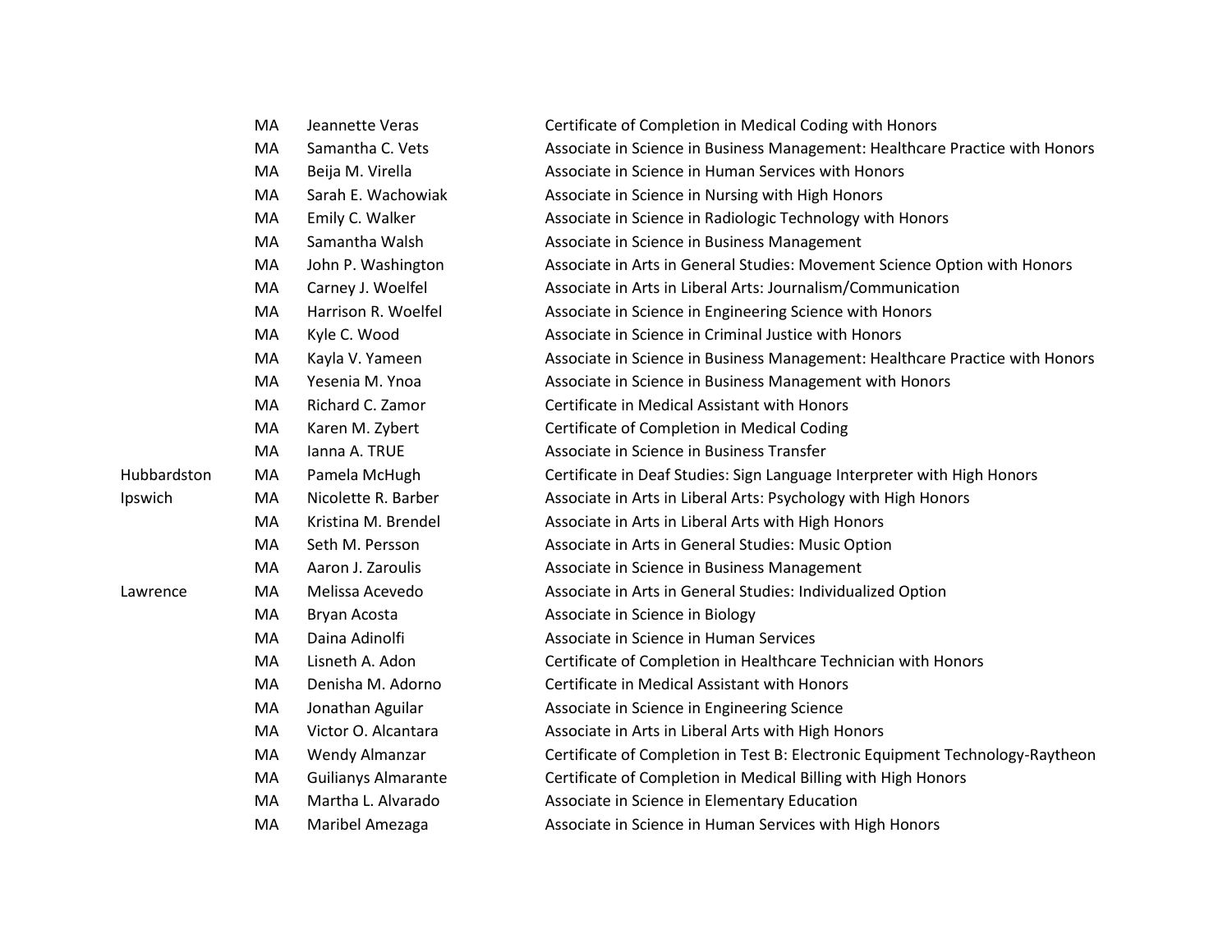| | | | |
|---|---|---|---|
| | MA | Jeannette Veras | Certificate of Completion in Medical Coding with Honors |
| | MA | Samantha C. Vets | Associate in Science in Business Management: Healthcare Practice with Honors |
| | MA | Beija M. Virella | Associate in Science in Human Services with Honors |
| | MA | Sarah E. Wachowiak | Associate in Science in Nursing with High Honors |
| | MA | Emily C. Walker | Associate in Science in Radiologic Technology with Honors |
| | MA | Samantha Walsh | Associate in Science in Business Management |
| | MA | John P. Washington | Associate in Arts in General Studies: Movement Science Option with Honors |
| | MA | Carney J. Woelfel | Associate in Arts in Liberal Arts: Journalism/Communication |
| | MA | Harrison R. Woelfel | Associate in Science in Engineering Science with Honors |
| | MA | Kyle C. Wood | Associate in Science in Criminal Justice with Honors |
| | MA | Kayla V. Yameen | Associate in Science in Business Management: Healthcare Practice with Honors |
| | MA | Yesenia M. Ynoa | Associate in Science in Business Management with Honors |
| | MA | Richard C. Zamor | Certificate in Medical Assistant with Honors |
| | MA | Karen M. Zybert | Certificate of Completion in Medical Coding |
| | MA | Ianna A. TRUE | Associate in Science in Business Transfer |
| Hubbardston | MA | Pamela McHugh | Certificate in Deaf Studies: Sign Language Interpreter with High Honors |
| Ipswich | MA | Nicolette R. Barber | Associate in Arts in Liberal Arts: Psychology with High Honors |
| | MA | Kristina M. Brendel | Associate in Arts in Liberal Arts with High Honors |
| | MA | Seth M. Persson | Associate in Arts in General Studies: Music Option |
| | MA | Aaron J. Zaroulis | Associate in Science in Business Management |
| Lawrence | MA | Melissa Acevedo | Associate in Arts in General Studies: Individualized Option |
| | MA | Bryan Acosta | Associate in Science in Biology |
| | MA | Daina Adinolfi | Associate in Science in Human Services |
| | MA | Lisneth A. Adon | Certificate of Completion in Healthcare Technician with Honors |
| | MA | Denisha M. Adorno | Certificate in Medical Assistant with Honors |
| | MA | Jonathan Aguilar | Associate in Science in Engineering Science |
| | MA | Victor O. Alcantara | Associate in Arts in Liberal Arts with High Honors |
| | MA | Wendy Almanzar | Certificate of Completion in Test B: Electronic Equipment Technology-Raytheon |
| | MA | Guilianys Almarante | Certificate of Completion in Medical Billing with High Honors |
| | MA | Martha L. Alvarado | Associate in Science in Elementary Education |
| | MA | Maribel Amezaga | Associate in Science in Human Services with High Honors |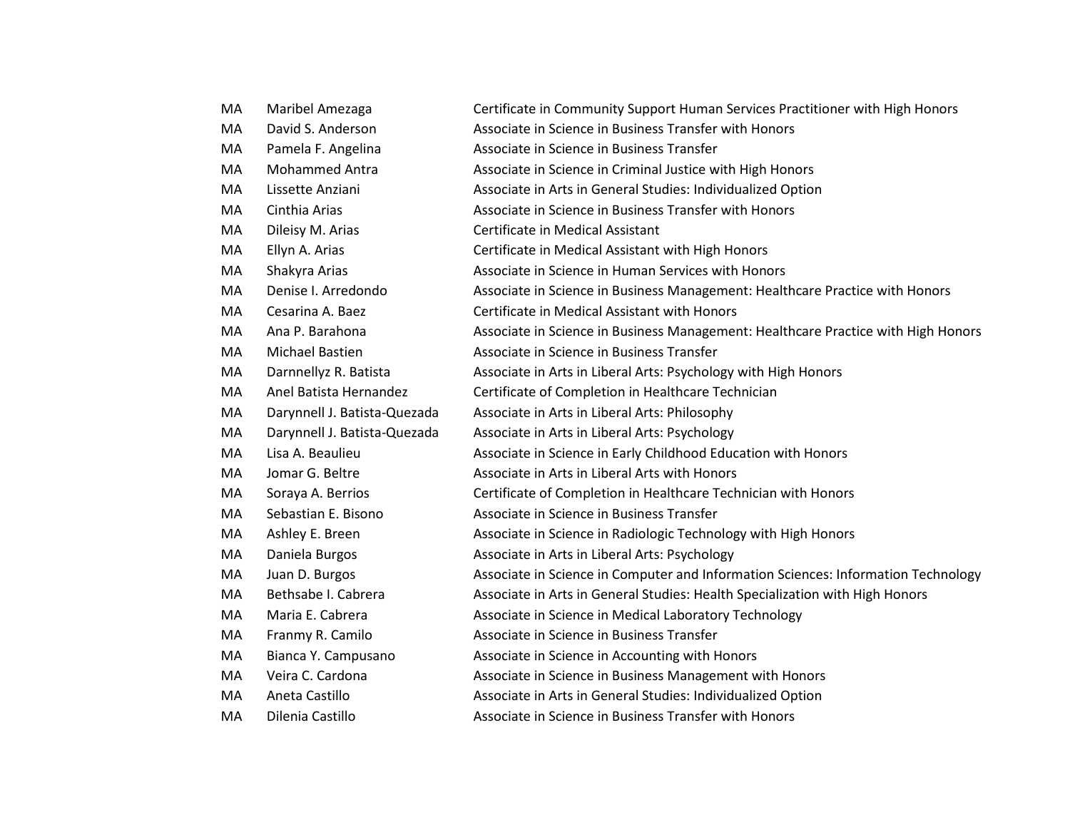| | | |
|---|---|---|
| MA | Maribel Amezaga | Certificate in Community Support Human Services Practitioner with High Honors |
| MA | David S. Anderson | Associate in Science in Business Transfer with Honors |
| MA | Pamela F. Angelina | Associate in Science in Business Transfer |
| MA | Mohammed Antra | Associate in Science in Criminal Justice with High Honors |
| MA | Lissette Anziani | Associate in Arts in General Studies: Individualized Option |
| MA | Cinthia Arias | Associate in Science in Business Transfer with Honors |
| MA | Dileisy M. Arias | Certificate in Medical Assistant |
| MA | Ellyn A. Arias | Certificate in Medical Assistant with High Honors |
| MA | Shakyra Arias | Associate in Science in Human Services with Honors |
| MA | Denise I. Arredondo | Associate in Science in Business Management: Healthcare Practice with Honors |
| MA | Cesarina A. Baez | Certificate in Medical Assistant with Honors |
| MA | Ana P. Barahona | Associate in Science in Business Management: Healthcare Practice with High Honors |
| MA | Michael Bastien | Associate in Science in Business Transfer |
| MA | Darnnellyz R. Batista | Associate in Arts in Liberal Arts: Psychology with High Honors |
| MA | Anel Batista Hernandez | Certificate of Completion in Healthcare Technician |
| MA | Darynnell J. Batista-Quezada | Associate in Arts in Liberal Arts: Philosophy |
| MA | Darynnell J. Batista-Quezada | Associate in Arts in Liberal Arts: Psychology |
| MA | Lisa A. Beaulieu | Associate in Science in Early Childhood Education with Honors |
| MA | Jomar G. Beltre | Associate in Arts in Liberal Arts with Honors |
| MA | Soraya A. Berrios | Certificate of Completion in Healthcare Technician with Honors |
| MA | Sebastian E. Bisono | Associate in Science in Business Transfer |
| MA | Ashley E. Breen | Associate in Science in Radiologic Technology with High Honors |
| MA | Daniela Burgos | Associate in Arts in Liberal Arts: Psychology |
| MA | Juan D. Burgos | Associate in Science in Computer and Information Sciences: Information Technology |
| MA | Bethsabe I. Cabrera | Associate in Arts in General Studies: Health Specialization with High Honors |
| MA | Maria E. Cabrera | Associate in Science in Medical Laboratory Technology |
| MA | Franmy R. Camilo | Associate in Science in Business Transfer |
| MA | Bianca Y. Campusano | Associate in Science in Accounting with Honors |
| MA | Veira C. Cardona | Associate in Science in Business Management with Honors |
| MA | Aneta Castillo | Associate in Arts in General Studies: Individualized Option |
| MA | Dilenia Castillo | Associate in Science in Business Transfer with Honors |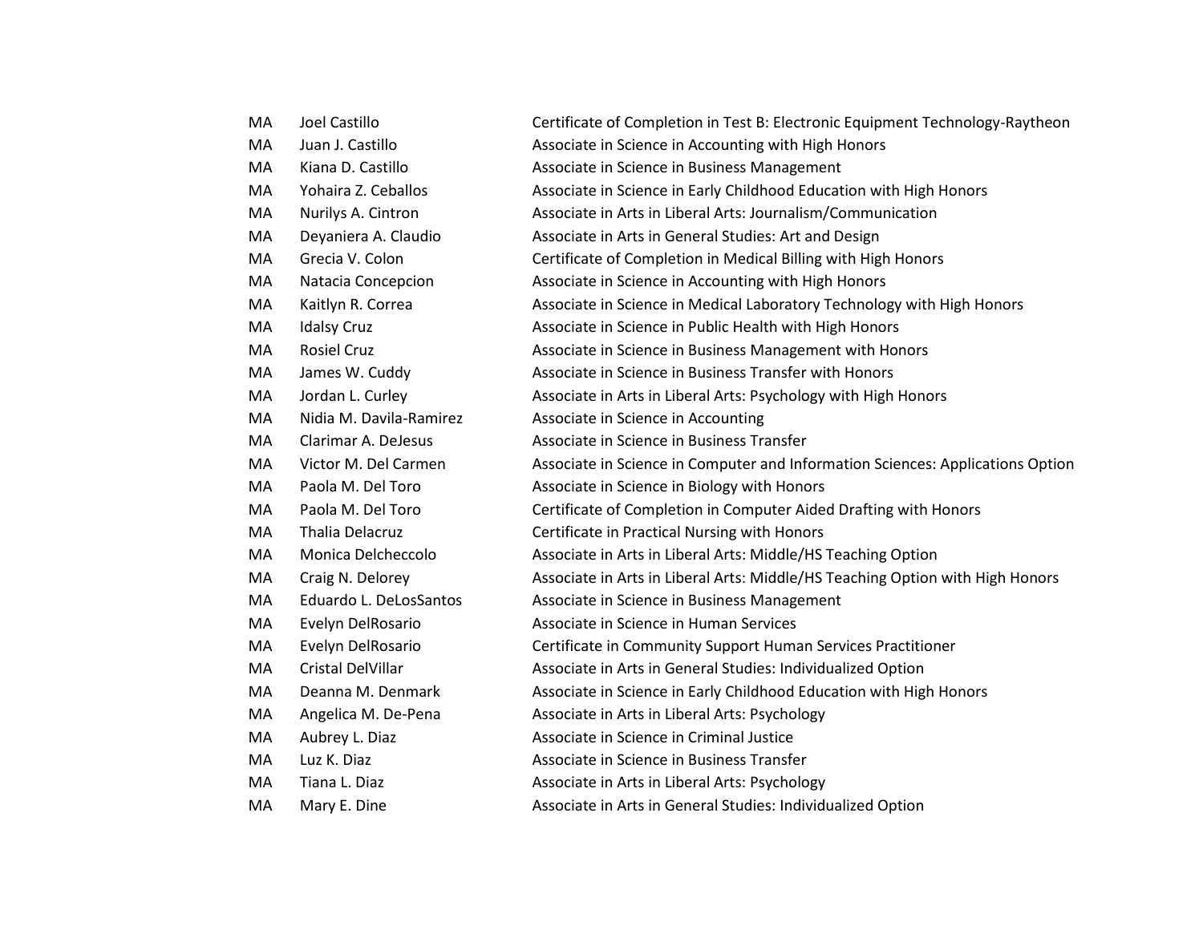| | | |
|---|---|---|
| MA | Joel Castillo | Certificate of Completion in Test B: Electronic Equipment Technology-Raytheon |
| MA | Juan J. Castillo | Associate in Science in Accounting with High Honors |
| MA | Kiana D. Castillo | Associate in Science in Business Management |
| MA | Yohaira Z. Ceballos | Associate in Science in Early Childhood Education with High Honors |
| MA | Nurilys A. Cintron | Associate in Arts in Liberal Arts: Journalism/Communication |
| MA | Deyaniera A. Claudio | Associate in Arts in General Studies: Art and Design |
| MA | Grecia V. Colon | Certificate of Completion in Medical Billing with High Honors |
| MA | Natacia Concepcion | Associate in Science in Accounting with High Honors |
| MA | Kaitlyn R. Correa | Associate in Science in Medical Laboratory Technology with High Honors |
| MA | Idalsy Cruz | Associate in Science in Public Health with High Honors |
| MA | Rosiel Cruz | Associate in Science in Business Management with Honors |
| MA | James W. Cuddy | Associate in Science in Business Transfer with Honors |
| MA | Jordan L. Curley | Associate in Arts in Liberal Arts: Psychology with High Honors |
| MA | Nidia M. Davila-Ramirez | Associate in Science in Accounting |
| MA | Clarimar A. DeJesus | Associate in Science in Business Transfer |
| MA | Victor M. Del Carmen | Associate in Science in Computer and Information Sciences: Applications Option |
| MA | Paola M. Del Toro | Associate in Science in Biology with Honors |
| MA | Paola M. Del Toro | Certificate of Completion in Computer Aided Drafting with Honors |
| MA | Thalia Delacruz | Certificate in Practical Nursing with Honors |
| MA | Monica Delcheccolo | Associate in Arts in Liberal Arts: Middle/HS Teaching Option |
| MA | Craig N. Delorey | Associate in Arts in Liberal Arts: Middle/HS Teaching Option with High Honors |
| MA | Eduardo L. DeLosSantos | Associate in Science in Business Management |
| MA | Evelyn DelRosario | Associate in Science in Human Services |
| MA | Evelyn DelRosario | Certificate in Community Support Human Services Practitioner |
| MA | Cristal DelVillar | Associate in Arts in General Studies: Individualized Option |
| MA | Deanna M. Denmark | Associate in Science in Early Childhood Education with High Honors |
| MA | Angelica M. De-Pena | Associate in Arts in Liberal Arts: Psychology |
| MA | Aubrey L. Diaz | Associate in Science in Criminal Justice |
| MA | Luz K. Diaz | Associate in Science in Business Transfer |
| MA | Tiana L. Diaz | Associate in Arts in Liberal Arts: Psychology |
| MA | Mary E. Dine | Associate in Arts in General Studies: Individualized Option |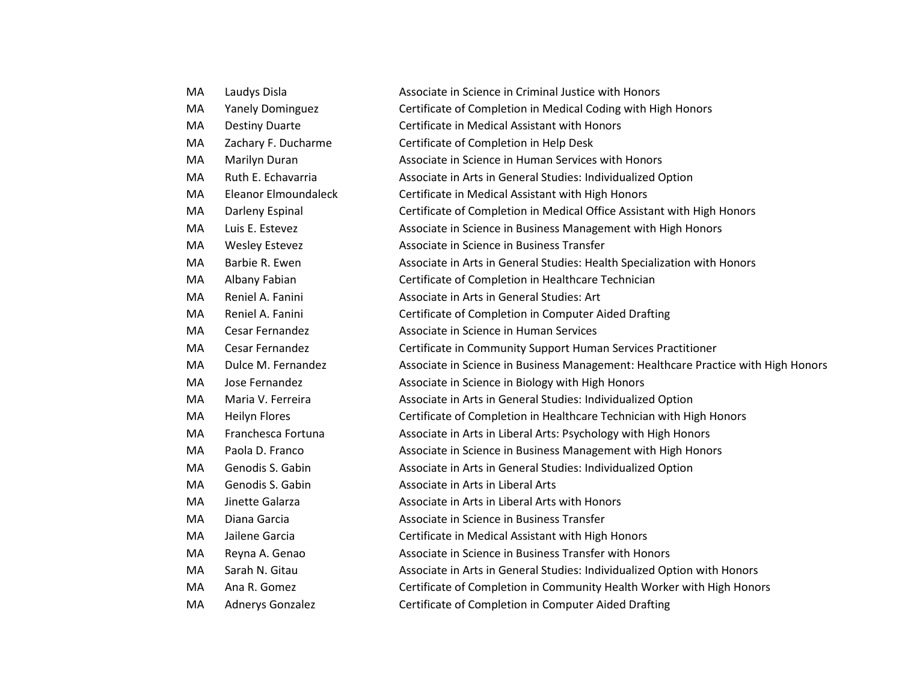| | | |
|---|---|---|
| MA | Laudys Disla | Associate in Science in Criminal Justice with Honors |
| MA | Yanely Dominguez | Certificate of Completion in Medical Coding with High Honors |
| MA | Destiny Duarte | Certificate in Medical Assistant with Honors |
| MA | Zachary F. Ducharme | Certificate of Completion in Help Desk |
| MA | Marilyn Duran | Associate in Science in Human Services with Honors |
| MA | Ruth E. Echavarria | Associate in Arts in General Studies: Individualized Option |
| MA | Eleanor Elmoundaleck | Certificate in Medical Assistant with High Honors |
| MA | Darleny Espinal | Certificate of Completion in Medical Office Assistant with High Honors |
| MA | Luis E. Estevez | Associate in Science in Business Management with High Honors |
| MA | Wesley Estevez | Associate in Science in Business Transfer |
| MA | Barbie R. Ewen | Associate in Arts in General Studies: Health Specialization with Honors |
| MA | Albany Fabian | Certificate of Completion in Healthcare Technician |
| MA | Reniel A. Fanini | Associate in Arts in General Studies: Art |
| MA | Reniel A. Fanini | Certificate of Completion in Computer Aided Drafting |
| MA | Cesar Fernandez | Associate in Science in Human Services |
| MA | Cesar Fernandez | Certificate in Community Support Human Services Practitioner |
| MA | Dulce M. Fernandez | Associate in Science in Business Management: Healthcare Practice with High Honors |
| MA | Jose Fernandez | Associate in Science in Biology with High Honors |
| MA | Maria V. Ferreira | Associate in Arts in General Studies: Individualized Option |
| MA | Heilyn Flores | Certificate of Completion in Healthcare Technician with High Honors |
| MA | Franchesca Fortuna | Associate in Arts in Liberal Arts: Psychology with High Honors |
| MA | Paola D. Franco | Associate in Science in Business Management with High Honors |
| MA | Genodis S. Gabin | Associate in Arts in General Studies: Individualized Option |
| MA | Genodis S. Gabin | Associate in Arts in Liberal Arts |
| MA | Jinette Galarza | Associate in Arts in Liberal Arts with Honors |
| MA | Diana Garcia | Associate in Science in Business Transfer |
| MA | Jailene Garcia | Certificate in Medical Assistant with High Honors |
| MA | Reyna A. Genao | Associate in Science in Business Transfer with Honors |
| MA | Sarah N. Gitau | Associate in Arts in General Studies: Individualized Option with Honors |
| MA | Ana R. Gomez | Certificate of Completion in Community Health Worker with High Honors |
| MA | Adnerys Gonzalez | Certificate of Completion in Computer Aided Drafting |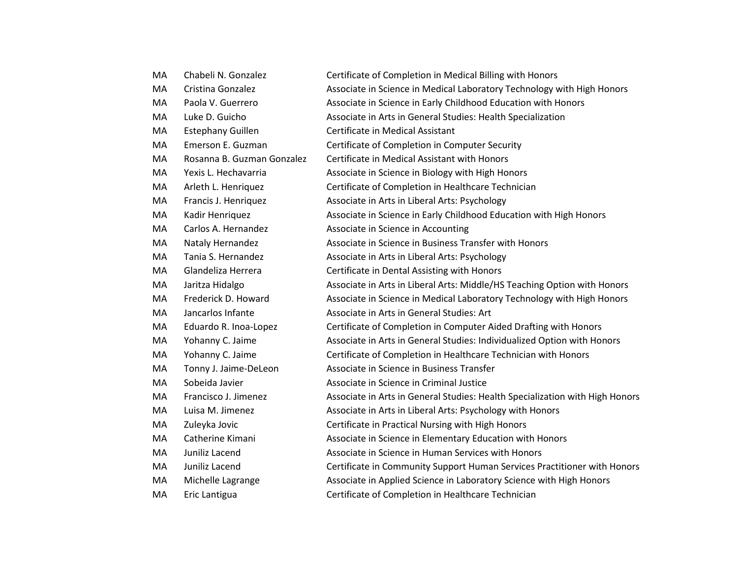| | | |
|---|---|---|
| MA | Chabeli N. Gonzalez | Certificate of Completion in Medical Billing with Honors |
| MA | Cristina Gonzalez | Associate in Science in Medical Laboratory Technology with High Honors |
| MA | Paola V. Guerrero | Associate in Science in Early Childhood Education with Honors |
| MA | Luke D. Guicho | Associate in Arts in General Studies: Health Specialization |
| MA | Estephany Guillen | Certificate in Medical Assistant |
| MA | Emerson E. Guzman | Certificate of Completion in Computer Security |
| MA | Rosanna B. Guzman Gonzalez | Certificate in Medical Assistant with Honors |
| MA | Yexis L. Hechavarria | Associate in Science in Biology with High Honors |
| MA | Arleth L. Henriquez | Certificate of Completion in Healthcare Technician |
| MA | Francis J. Henriquez | Associate in Arts in Liberal Arts: Psychology |
| MA | Kadir Henriquez | Associate in Science in Early Childhood Education with High Honors |
| MA | Carlos A. Hernandez | Associate in Science in Accounting |
| MA | Nataly Hernandez | Associate in Science in Business Transfer with Honors |
| MA | Tania S. Hernandez | Associate in Arts in Liberal Arts: Psychology |
| MA | Glandeliza Herrera | Certificate in Dental Assisting with Honors |
| MA | Jaritza Hidalgo | Associate in Arts in Liberal Arts: Middle/HS Teaching Option with Honors |
| MA | Frederick D. Howard | Associate in Science in Medical Laboratory Technology with High Honors |
| MA | Jancarlos Infante | Associate in Arts in General Studies: Art |
| MA | Eduardo R. Inoa-Lopez | Certificate of Completion in Computer Aided Drafting with Honors |
| MA | Yohanny C. Jaime | Associate in Arts in General Studies: Individualized Option with Honors |
| MA | Yohanny C. Jaime | Certificate of Completion in Healthcare Technician with Honors |
| MA | Tonny J. Jaime-DeLeon | Associate in Science in Business Transfer |
| MA | Sobeida Javier | Associate in Science in Criminal Justice |
| MA | Francisco J. Jimenez | Associate in Arts in General Studies: Health Specialization with High Honors |
| MA | Luisa M. Jimenez | Associate in Arts in Liberal Arts: Psychology with Honors |
| MA | Zuleyka Jovic | Certificate in Practical Nursing with High Honors |
| MA | Catherine Kimani | Associate in Science in Elementary Education with Honors |
| MA | Juniliz Lacend | Associate in Science in Human Services with Honors |
| MA | Juniliz Lacend | Certificate in Community Support Human Services Practitioner with Honors |
| MA | Michelle Lagrange | Associate in Applied Science in Laboratory Science with High Honors |
| MA | Eric Lantigua | Certificate of Completion in Healthcare Technician |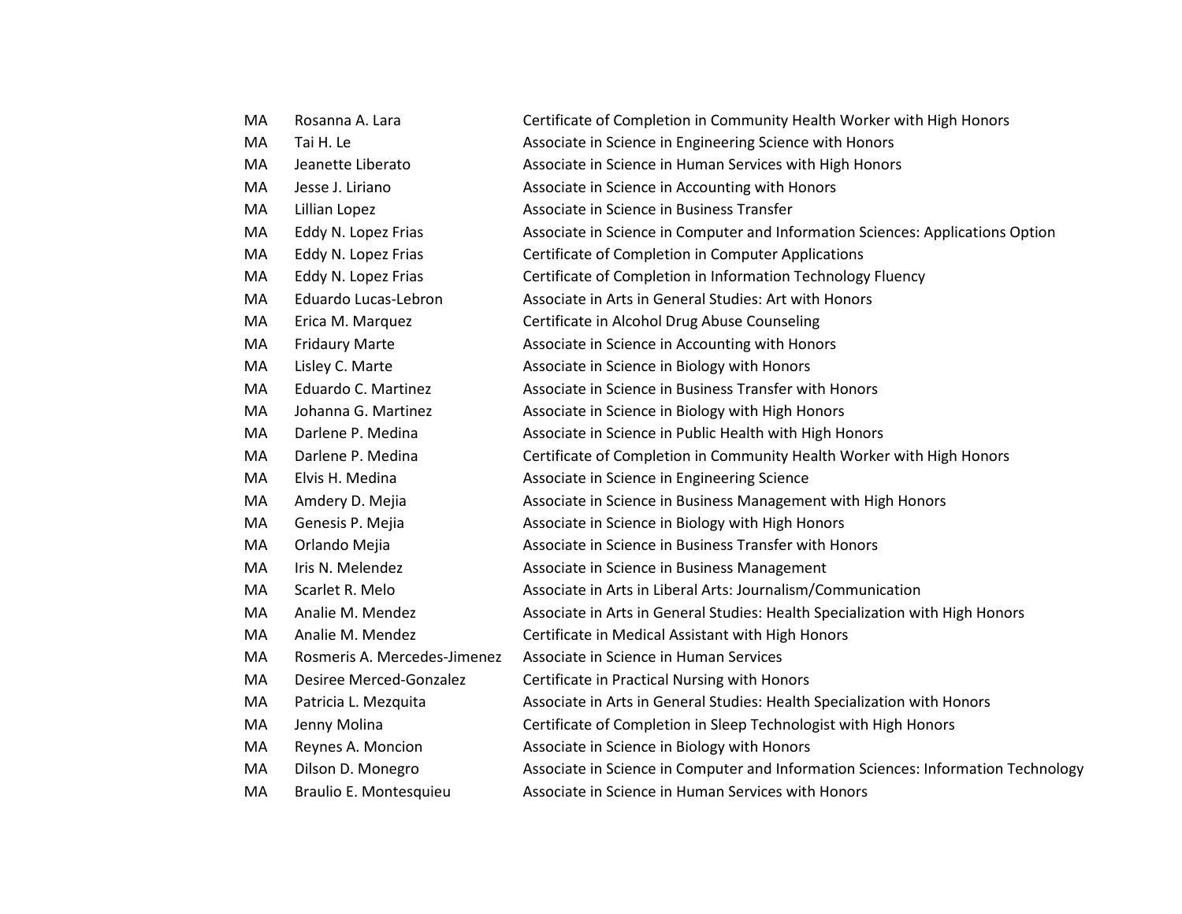| | | |
|---|---|---|
| MA | Rosanna A. Lara | Certificate of Completion in Community Health Worker with High Honors |
| MA | Tai H. Le | Associate in Science in Engineering Science with Honors |
| MA | Jeanette Liberato | Associate in Science in Human Services with High Honors |
| MA | Jesse J. Liriano | Associate in Science in Accounting with Honors |
| MA | Lillian Lopez | Associate in Science in Business Transfer |
| MA | Eddy N. Lopez Frias | Associate in Science in Computer and Information Sciences: Applications Option |
| MA | Eddy N. Lopez Frias | Certificate of Completion in Computer Applications |
| MA | Eddy N. Lopez Frias | Certificate of Completion in Information Technology Fluency |
| MA | Eduardo Lucas-Lebron | Associate in Arts in General Studies: Art with Honors |
| MA | Erica M. Marquez | Certificate in Alcohol Drug Abuse Counseling |
| MA | Fridaury Marte | Associate in Science in Accounting with Honors |
| MA | Lisley C. Marte | Associate in Science in Biology with Honors |
| MA | Eduardo C. Martinez | Associate in Science in Business Transfer with Honors |
| MA | Johanna G. Martinez | Associate in Science in Biology with High Honors |
| MA | Darlene P. Medina | Associate in Science in Public Health with High Honors |
| MA | Darlene P. Medina | Certificate of Completion in Community Health Worker with High Honors |
| MA | Elvis H. Medina | Associate in Science in Engineering Science |
| MA | Amdery D. Mejia | Associate in Science in Business Management with High Honors |
| MA | Genesis P. Mejia | Associate in Science in Biology with High Honors |
| MA | Orlando Mejia | Associate in Science in Business Transfer with Honors |
| MA | Iris N. Melendez | Associate in Science in Business Management |
| MA | Scarlet R. Melo | Associate in Arts in Liberal Arts: Journalism/Communication |
| MA | Analie M. Mendez | Associate in Arts in General Studies: Health Specialization with High Honors |
| MA | Analie M. Mendez | Certificate in Medical Assistant with High Honors |
| MA | Rosmeris A. Mercedes-Jimenez | Associate in Science in Human Services |
| MA | Desiree Merced-Gonzalez | Certificate in Practical Nursing with Honors |
| MA | Patricia L. Mezquita | Associate in Arts in General Studies: Health Specialization with Honors |
| MA | Jenny Molina | Certificate of Completion in Sleep Technologist with High Honors |
| MA | Reynes A. Moncion | Associate in Science in Biology with Honors |
| MA | Dilson D. Monegro | Associate in Science in Computer and Information Sciences: Information Technology |
| MA | Braulio E. Montesquieu | Associate in Science in Human Services with Honors |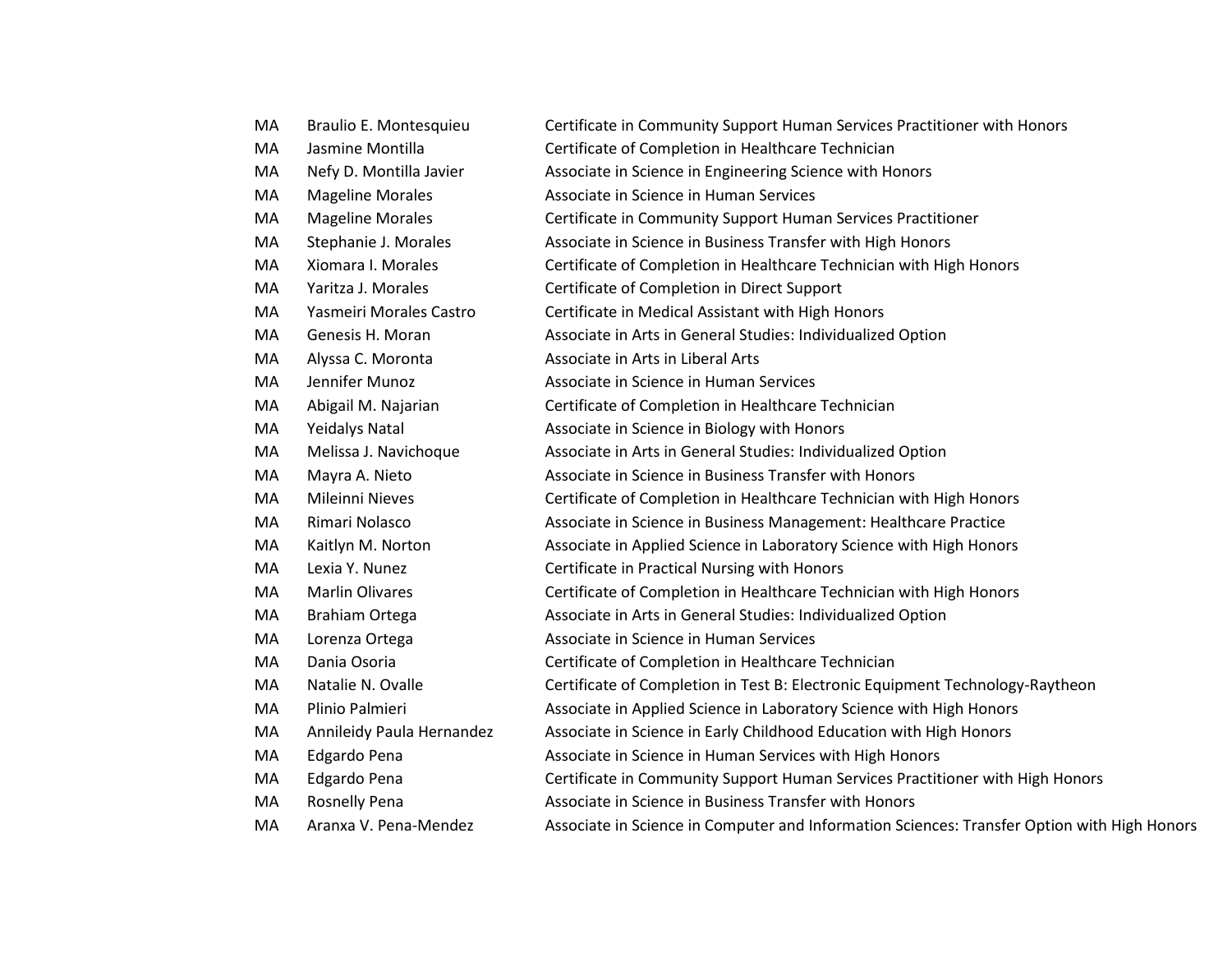| | | |
|---|---|---|
| MA | Braulio E. Montesquieu | Certificate in Community Support Human Services Practitioner with Honors |
| MA | Jasmine Montilla | Certificate of Completion in Healthcare Technician |
| MA | Nefy D. Montilla Javier | Associate in Science in Engineering Science with Honors |
| MA | Mageline Morales | Associate in Science in Human Services |
| MA | Mageline Morales | Certificate in Community Support Human Services Practitioner |
| MA | Stephanie J. Morales | Associate in Science in Business Transfer with High Honors |
| MA | Xiomara I. Morales | Certificate of Completion in Healthcare Technician with High Honors |
| MA | Yaritza J. Morales | Certificate of Completion in Direct Support |
| MA | Yasmeiri Morales Castro | Certificate in Medical Assistant with High Honors |
| MA | Genesis H. Moran | Associate in Arts in General Studies: Individualized Option |
| MA | Alyssa C. Moronta | Associate in Arts in Liberal Arts |
| MA | Jennifer Munoz | Associate in Science in Human Services |
| MA | Abigail M. Najarian | Certificate of Completion in Healthcare Technician |
| MA | Yeidalys Natal | Associate in Science in Biology with Honors |
| MA | Melissa J. Navichoque | Associate in Arts in General Studies: Individualized Option |
| MA | Mayra A. Nieto | Associate in Science in Business Transfer with Honors |
| MA | Mileinni Nieves | Certificate of Completion in Healthcare Technician with High Honors |
| MA | Rimari Nolasco | Associate in Science in Business Management: Healthcare Practice |
| MA | Kaitlyn M. Norton | Associate in Applied Science in Laboratory Science with High Honors |
| MA | Lexia Y. Nunez | Certificate in Practical Nursing with Honors |
| MA | Marlin Olivares | Certificate of Completion in Healthcare Technician with High Honors |
| MA | Brahiam Ortega | Associate in Arts in General Studies: Individualized Option |
| MA | Lorenza Ortega | Associate in Science in Human Services |
| MA | Dania Osoria | Certificate of Completion in Healthcare Technician |
| MA | Natalie N. Ovalle | Certificate of Completion in Test B: Electronic Equipment Technology-Raytheon |
| MA | Plinio Palmieri | Associate in Applied Science in Laboratory Science with High Honors |
| MA | Annileidy Paula Hernandez | Associate in Science in Early Childhood Education with High Honors |
| MA | Edgardo Pena | Associate in Science in Human Services with High Honors |
| MA | Edgardo Pena | Certificate in Community Support Human Services Practitioner with High Honors |
| MA | Rosnelly Pena | Associate in Science in Business Transfer with Honors |
| MA | Aranxa V. Pena-Mendez | Associate in Science in Computer and Information Sciences: Transfer Option with High Honors |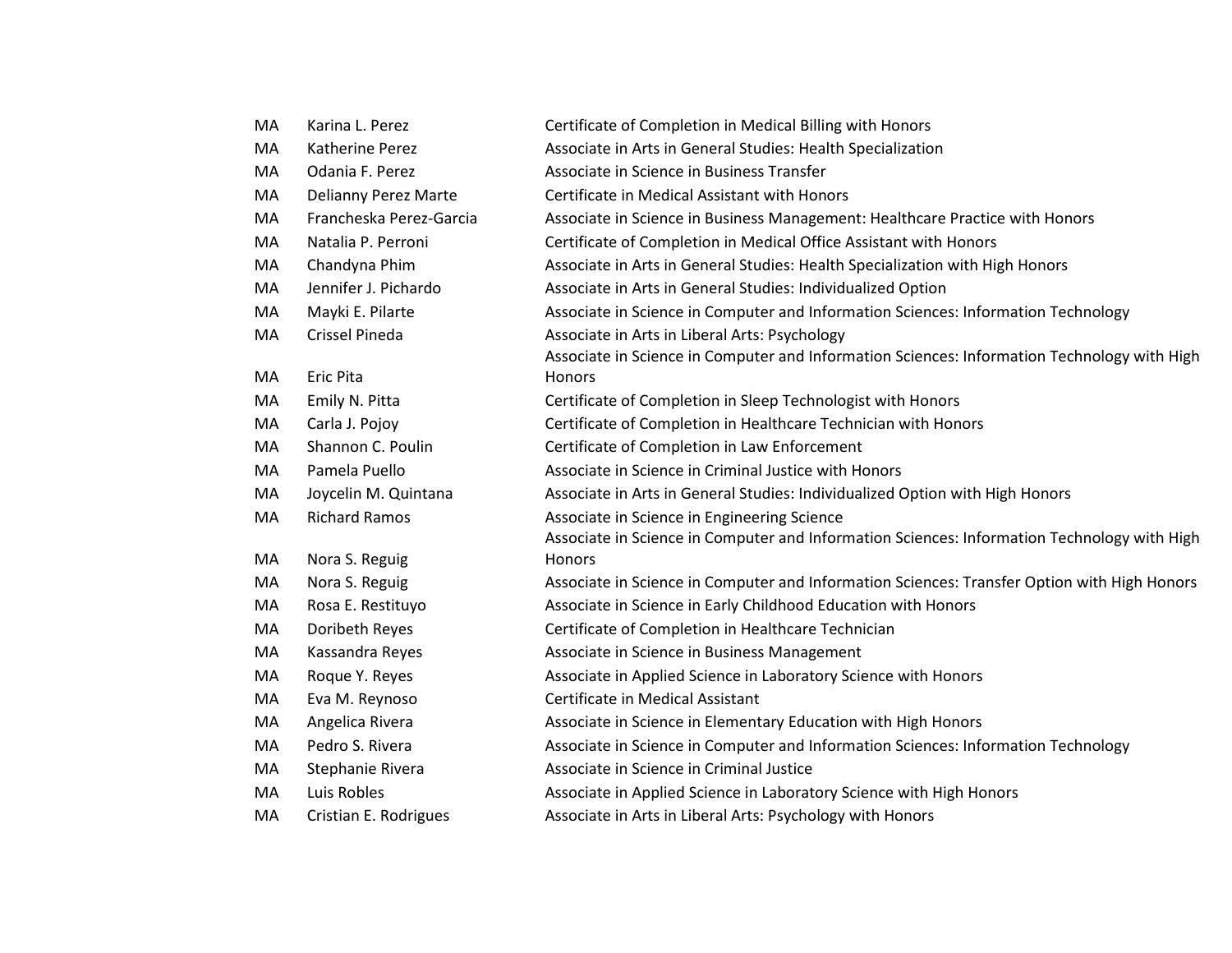| | | |
|---|---|---|
| MA | Karina L. Perez | Certificate of Completion in Medical Billing with Honors |
| MA | Katherine Perez | Associate in Arts in General Studies: Health Specialization |
| MA | Odania F. Perez | Associate in Science in Business Transfer |
| MA | Delianny Perez Marte | Certificate in Medical Assistant with Honors |
| MA | Francheska Perez-Garcia | Associate in Science in Business Management: Healthcare Practice with Honors |
| MA | Natalia P. Perroni | Certificate of Completion in Medical Office Assistant with Honors |
| MA | Chandyna Phim | Associate in Arts in General Studies: Health Specialization with High Honors |
| MA | Jennifer J. Pichardo | Associate in Arts in General Studies: Individualized Option |
| MA | Mayki E. Pilarte | Associate in Science in Computer and Information Sciences: Information Technology |
| MA | Crissel Pineda | Associate in Arts in Liberal Arts: Psychology |
| MA | Eric Pita | Associate in Science in Computer and Information Sciences: Information Technology with High Honors |
| MA | Emily N. Pitta | Certificate of Completion in Sleep Technologist with Honors |
| MA | Carla J. Pojoy | Certificate of Completion in Healthcare Technician with Honors |
| MA | Shannon C. Poulin | Certificate of Completion in Law Enforcement |
| MA | Pamela Puello | Associate in Science in Criminal Justice with Honors |
| MA | Joycelin M. Quintana | Associate in Arts in General Studies: Individualized Option with High Honors |
| MA | Richard Ramos | Associate in Science in Engineering Science |
| MA | Nora S. Reguig | Associate in Science in Computer and Information Sciences: Information Technology with High Honors |
| MA | Nora S. Reguig | Associate in Science in Computer and Information Sciences: Transfer Option with High Honors |
| MA | Rosa E. Restituyo | Associate in Science in Early Childhood Education with Honors |
| MA | Doribeth Reyes | Certificate of Completion in Healthcare Technician |
| MA | Kassandra Reyes | Associate in Science in Business Management |
| MA | Roque Y. Reyes | Associate in Applied Science in Laboratory Science with Honors |
| MA | Eva M. Reynoso | Certificate in Medical Assistant |
| MA | Angelica Rivera | Associate in Science in Elementary Education with High Honors |
| MA | Pedro S. Rivera | Associate in Science in Computer and Information Sciences: Information Technology |
| MA | Stephanie Rivera | Associate in Science in Criminal Justice |
| MA | Luis Robles | Associate in Applied Science in Laboratory Science with High Honors |
| MA | Cristian E. Rodrigues | Associate in Arts in Liberal Arts: Psychology with Honors |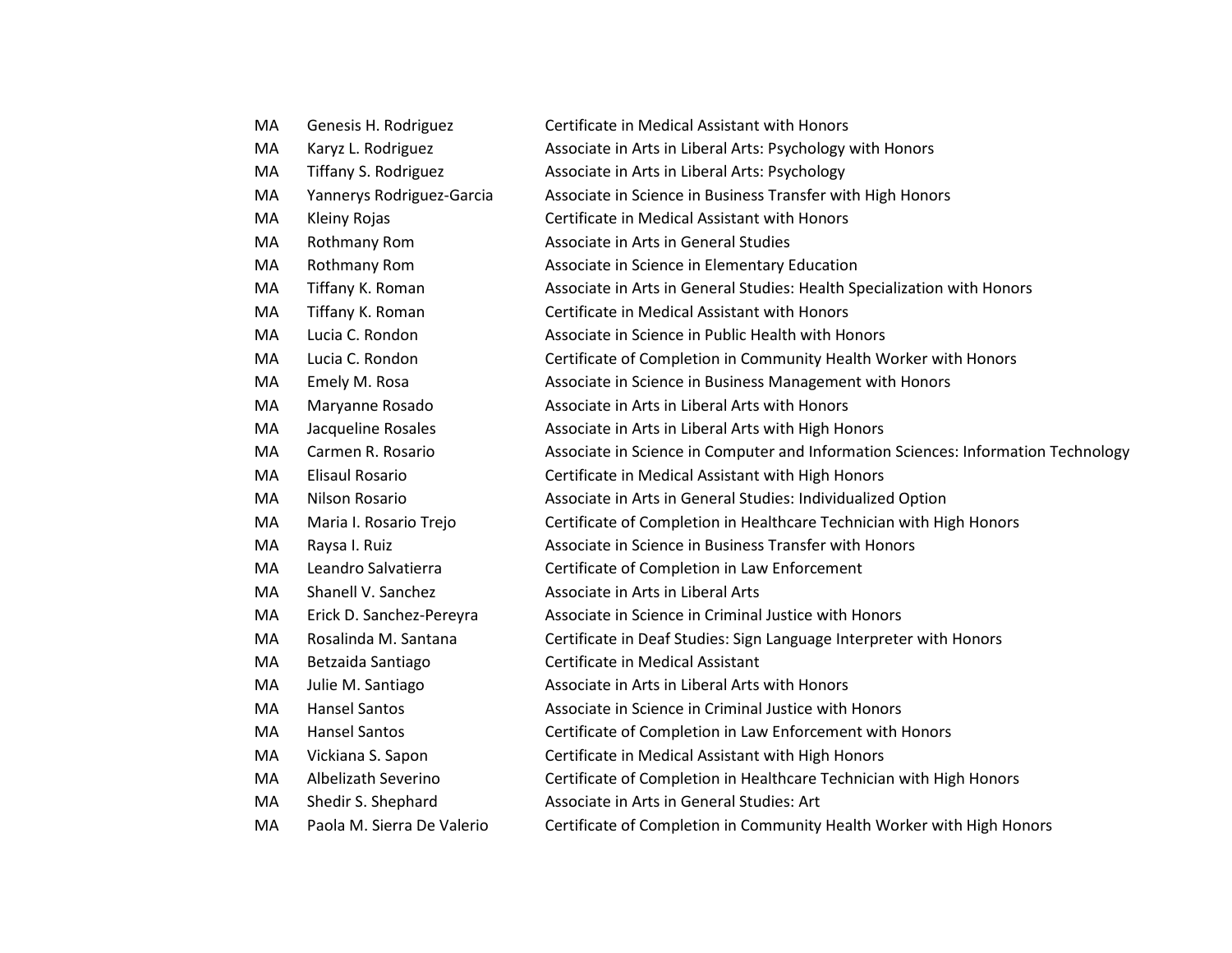| | | |
|---|---|---|
| MA | Genesis H. Rodriguez | Certificate in Medical Assistant with Honors |
| MA | Karyz L. Rodriguez | Associate in Arts in Liberal Arts: Psychology with Honors |
| MA | Tiffany S. Rodriguez | Associate in Arts in Liberal Arts: Psychology |
| MA | Yannerys Rodriguez-Garcia | Associate in Science in Business Transfer with High Honors |
| MA | Kleiny Rojas | Certificate in Medical Assistant with Honors |
| MA | Rothmany Rom | Associate in Arts in General Studies |
| MA | Rothmany Rom | Associate in Science in Elementary Education |
| MA | Tiffany K. Roman | Associate in Arts in General Studies: Health Specialization with Honors |
| MA | Tiffany K. Roman | Certificate in Medical Assistant with Honors |
| MA | Lucia C. Rondon | Associate in Science in Public Health with Honors |
| MA | Lucia C. Rondon | Certificate of Completion in Community Health Worker with Honors |
| MA | Emely M. Rosa | Associate in Science in Business Management with Honors |
| MA | Maryanne Rosado | Associate in Arts in Liberal Arts with Honors |
| MA | Jacqueline Rosales | Associate in Arts in Liberal Arts with High Honors |
| MA | Carmen R. Rosario | Associate in Science in Computer and Information Sciences: Information Technology |
| MA | Elisaul Rosario | Certificate in Medical Assistant with High Honors |
| MA | Nilson Rosario | Associate in Arts in General Studies: Individualized Option |
| MA | Maria I. Rosario Trejo | Certificate of Completion in Healthcare Technician with High Honors |
| MA | Raysa I. Ruiz | Associate in Science in Business Transfer with Honors |
| MA | Leandro Salvatierra | Certificate of Completion in Law Enforcement |
| MA | Shanell V. Sanchez | Associate in Arts in Liberal Arts |
| MA | Erick D. Sanchez-Pereyra | Associate in Science in Criminal Justice with Honors |
| MA | Rosalinda M. Santana | Certificate in Deaf Studies: Sign Language Interpreter with Honors |
| MA | Betzaida Santiago | Certificate in Medical Assistant |
| MA | Julie M. Santiago | Associate in Arts in Liberal Arts with Honors |
| MA | Hansel Santos | Associate in Science in Criminal Justice with Honors |
| MA | Hansel Santos | Certificate of Completion in Law Enforcement with Honors |
| MA | Vickiana S. Sapon | Certificate in Medical Assistant with High Honors |
| MA | Albelizath Severino | Certificate of Completion in Healthcare Technician with High Honors |
| MA | Shedir S. Shephard | Associate in Arts in General Studies: Art |
| MA | Paola M. Sierra De Valerio | Certificate of Completion in Community Health Worker with High Honors |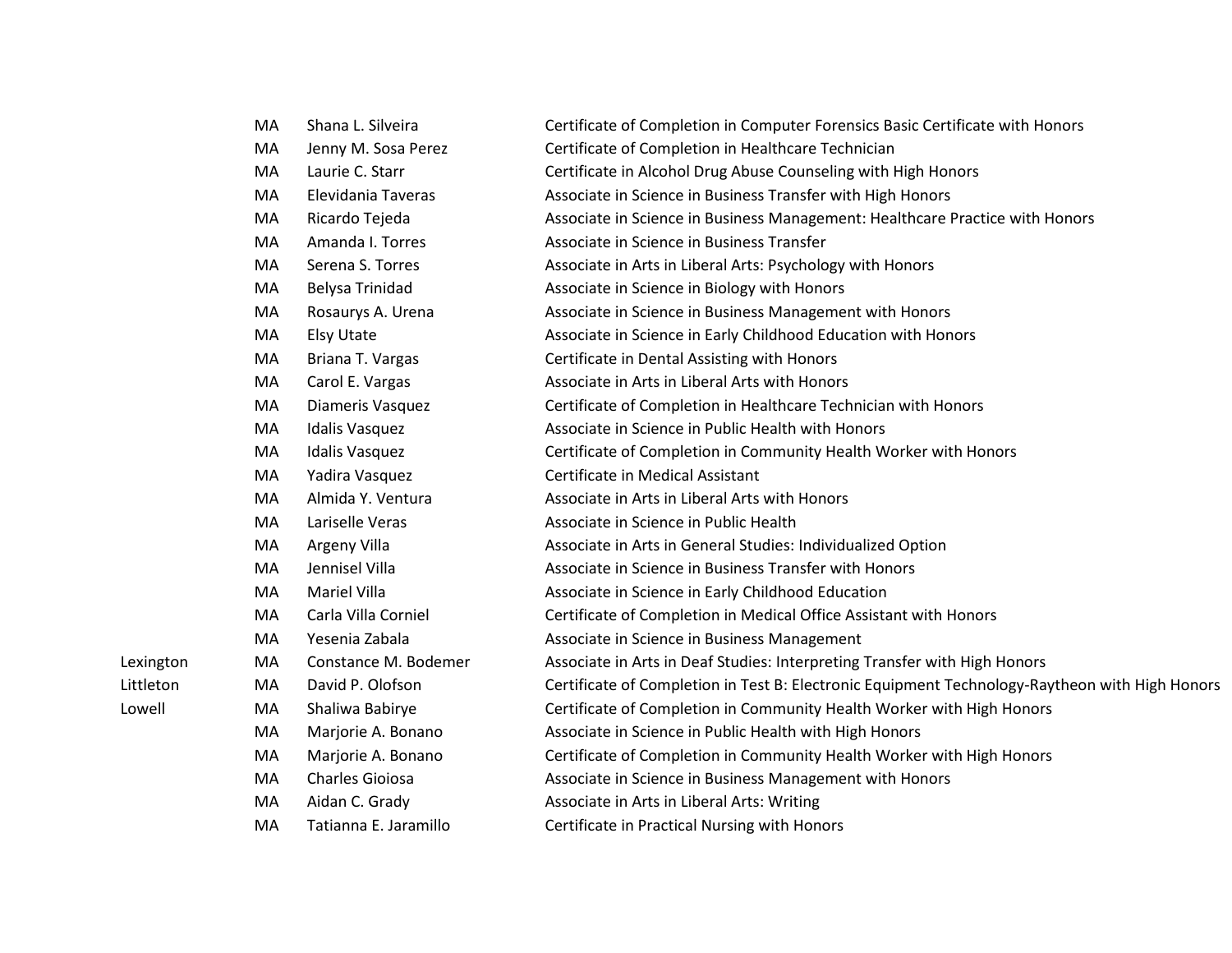| | | | |
|---|---|---|---|
| | MA | Shana L. Silveira | Certificate of Completion in Computer Forensics Basic Certificate with Honors |
| | MA | Jenny M. Sosa Perez | Certificate of Completion in Healthcare Technician |
| | MA | Laurie C. Starr | Certificate in Alcohol Drug Abuse Counseling with High Honors |
| | MA | Elevidania Taveras | Associate in Science in Business Transfer with High Honors |
| | MA | Ricardo Tejeda | Associate in Science in Business Management: Healthcare Practice with Honors |
| | MA | Amanda I. Torres | Associate in Science in Business Transfer |
| | MA | Serena S. Torres | Associate in Arts in Liberal Arts: Psychology with Honors |
| | MA | Belysa Trinidad | Associate in Science in Biology with Honors |
| | MA | Rosaurys A. Urena | Associate in Science in Business Management with Honors |
| | MA | Elsy Utate | Associate in Science in Early Childhood Education with Honors |
| | MA | Briana T. Vargas | Certificate in Dental Assisting with Honors |
| | MA | Carol E. Vargas | Associate in Arts in Liberal Arts with Honors |
| | MA | Diameris Vasquez | Certificate of Completion in Healthcare Technician with Honors |
| | MA | Idalis Vasquez | Associate in Science in Public Health with Honors |
| | MA | Idalis Vasquez | Certificate of Completion in Community Health Worker with Honors |
| | MA | Yadira Vasquez | Certificate in Medical Assistant |
| | MA | Almida Y. Ventura | Associate in Arts in Liberal Arts with Honors |
| | MA | Lariselle Veras | Associate in Science in Public Health |
| | MA | Argeny Villa | Associate in Arts in General Studies: Individualized Option |
| | MA | Jennisel Villa | Associate in Science in Business Transfer with Honors |
| | MA | Mariel Villa | Associate in Science in Early Childhood Education |
| | MA | Carla Villa Corniel | Certificate of Completion in Medical Office Assistant with Honors |
| | MA | Yesenia Zabala | Associate in Science in Business Management |
| Lexington | MA | Constance M. Bodemer | Associate in Arts in Deaf Studies: Interpreting Transfer with High Honors |
| Littleton | MA | David P. Olofson | Certificate of Completion in Test B: Electronic Equipment Technology-Raytheon with High Honors |
| Lowell | MA | Shaliwa Babirye | Certificate of Completion in Community Health Worker with High Honors |
| | MA | Marjorie A. Bonano | Associate in Science in Public Health with High Honors |
| | MA | Marjorie A. Bonano | Certificate of Completion in Community Health Worker with High Honors |
| | MA | Charles Gioiosa | Associate in Science in Business Management with Honors |
| | MA | Aidan C. Grady | Associate in Arts in Liberal Arts: Writing |
| | MA | Tatianna E. Jaramillo | Certificate in Practical Nursing with Honors |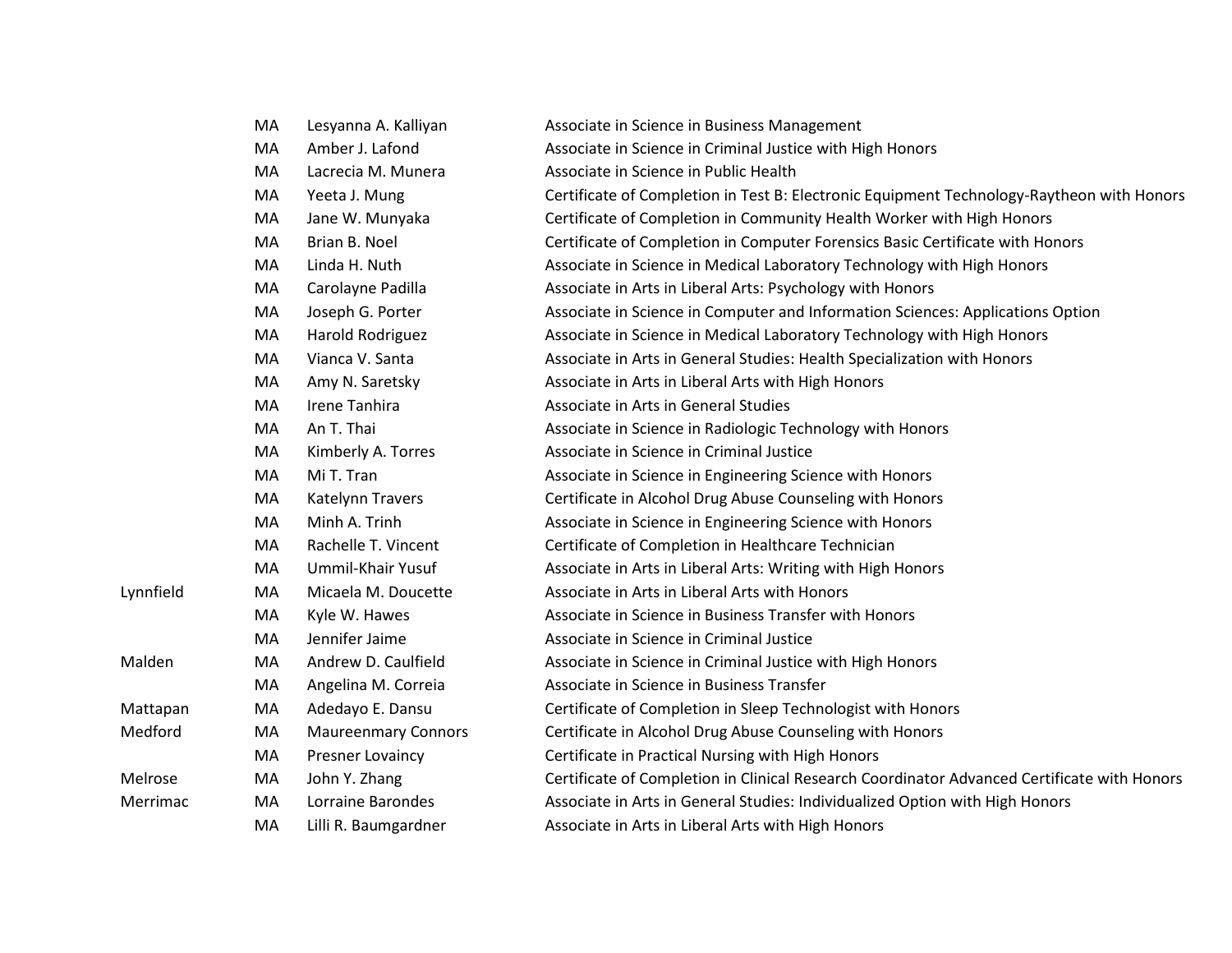| | | | |
|---|---|---|---|
| | MA | Lesyanna A. Kalliyan | Associate in Science in Business Management |
| | MA | Amber J. Lafond | Associate in Science in Criminal Justice with High Honors |
| | MA | Lacrecia M. Munera | Associate in Science in Public Health |
| | MA | Yeeta J. Mung | Certificate of Completion in Test B: Electronic Equipment Technology-Raytheon with Honors |
| | MA | Jane W. Munyaka | Certificate of Completion in Community Health Worker with High Honors |
| | MA | Brian B. Noel | Certificate of Completion in Computer Forensics Basic Certificate with Honors |
| | MA | Linda H. Nuth | Associate in Science in Medical Laboratory Technology with High Honors |
| | MA | Carolayne Padilla | Associate in Arts in Liberal Arts: Psychology with Honors |
| | MA | Joseph G. Porter | Associate in Science in Computer and Information Sciences: Applications Option |
| | MA | Harold Rodriguez | Associate in Science in Medical Laboratory Technology with High Honors |
| | MA | Vianca V. Santa | Associate in Arts in General Studies: Health Specialization with Honors |
| | MA | Amy N. Saretsky | Associate in Arts in Liberal Arts with High Honors |
| | MA | Irene Tanhira | Associate in Arts in General Studies |
| | MA | An T. Thai | Associate in Science in Radiologic Technology with Honors |
| | MA | Kimberly A. Torres | Associate in Science in Criminal Justice |
| | MA | Mi T. Tran | Associate in Science in Engineering Science with Honors |
| | MA | Katelynn Travers | Certificate in Alcohol Drug Abuse Counseling with Honors |
| | MA | Minh A. Trinh | Associate in Science in Engineering Science with Honors |
| | MA | Rachelle T. Vincent | Certificate of Completion in Healthcare Technician |
| | MA | Ummil-Khair Yusuf | Associate in Arts in Liberal Arts: Writing with High Honors |
| Lynnfield | MA | Micaela M. Doucette | Associate in Arts in Liberal Arts with Honors |
| | MA | Kyle W. Hawes | Associate in Science in Business Transfer with Honors |
| | MA | Jennifer Jaime | Associate in Science in Criminal Justice |
| Malden | MA | Andrew D. Caulfield | Associate in Science in Criminal Justice with High Honors |
| | MA | Angelina M. Correia | Associate in Science in Business Transfer |
| Mattapan | MA | Adedayo E. Dansu | Certificate of Completion in Sleep Technologist with Honors |
| Medford | MA | Maureenmary Connors | Certificate in Alcohol Drug Abuse Counseling with Honors |
| | MA | Presner Lovaincy | Certificate in Practical Nursing with High Honors |
| Melrose | MA | John Y. Zhang | Certificate of Completion in Clinical Research Coordinator Advanced Certificate with Honors |
| Merrimac | MA | Lorraine Barondes | Associate in Arts in General Studies: Individualized Option with High Honors |
| | MA | Lilli R. Baumgardner | Associate in Arts in Liberal Arts with High Honors |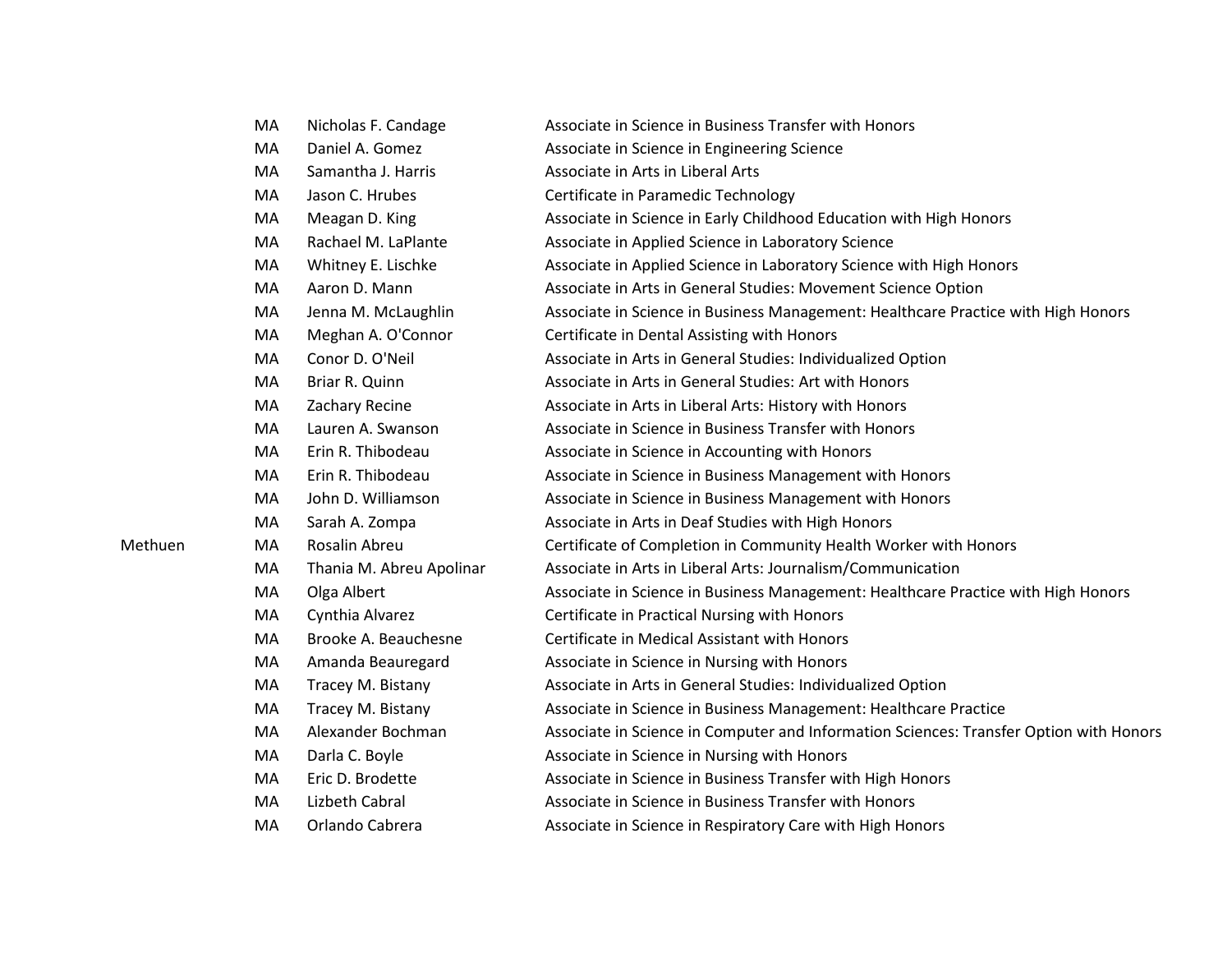| | | | |
|---|---|---|---|
| | MA | Nicholas F. Candage | Associate in Science in Business Transfer with Honors |
| | MA | Daniel A. Gomez | Associate in Science in Engineering Science |
| | MA | Samantha J. Harris | Associate in Arts in Liberal Arts |
| | MA | Jason C. Hrubes | Certificate in Paramedic Technology |
| | MA | Meagan D. King | Associate in Science in Early Childhood Education with High Honors |
| | MA | Rachael M. LaPlante | Associate in Applied Science in Laboratory Science |
| | MA | Whitney E. Lischke | Associate in Applied Science in Laboratory Science with High Honors |
| | MA | Aaron D. Mann | Associate in Arts in General Studies: Movement Science Option |
| | MA | Jenna M. McLaughlin | Associate in Science in Business Management: Healthcare Practice with High Honors |
| | MA | Meghan A. O'Connor | Certificate in Dental Assisting with Honors |
| | MA | Conor D. O'Neil | Associate in Arts in General Studies: Individualized Option |
| | MA | Briar R. Quinn | Associate in Arts in General Studies: Art with Honors |
| | MA | Zachary Recine | Associate in Arts in Liberal Arts: History with Honors |
| | MA | Lauren A. Swanson | Associate in Science in Business Transfer with Honors |
| | MA | Erin R. Thibodeau | Associate in Science in Accounting with Honors |
| | MA | Erin R. Thibodeau | Associate in Science in Business Management with Honors |
| | MA | John D. Williamson | Associate in Science in Business Management with Honors |
| | MA | Sarah A. Zompa | Associate in Arts in Deaf Studies with High Honors |
| Methuen | MA | Rosalin Abreu | Certificate of Completion in Community Health Worker with Honors |
| | MA | Thania M. Abreu Apolinar | Associate in Arts in Liberal Arts: Journalism/Communication |
| | MA | Olga Albert | Associate in Science in Business Management: Healthcare Practice with High Honors |
| | MA | Cynthia Alvarez | Certificate in Practical Nursing with Honors |
| | MA | Brooke A. Beauchesne | Certificate in Medical Assistant with Honors |
| | MA | Amanda Beauregard | Associate in Science in Nursing with Honors |
| | MA | Tracey M. Bistany | Associate in Arts in General Studies: Individualized Option |
| | MA | Tracey M. Bistany | Associate in Science in Business Management: Healthcare Practice |
| | MA | Alexander Bochman | Associate in Science in Computer and Information Sciences: Transfer Option with Honors |
| | MA | Darla C. Boyle | Associate in Science in Nursing with Honors |
| | MA | Eric D. Brodette | Associate in Science in Business Transfer with High Honors |
| | MA | Lizbeth Cabral | Associate in Science in Business Transfer with Honors |
| | MA | Orlando Cabrera | Associate in Science in Respiratory Care with High Honors |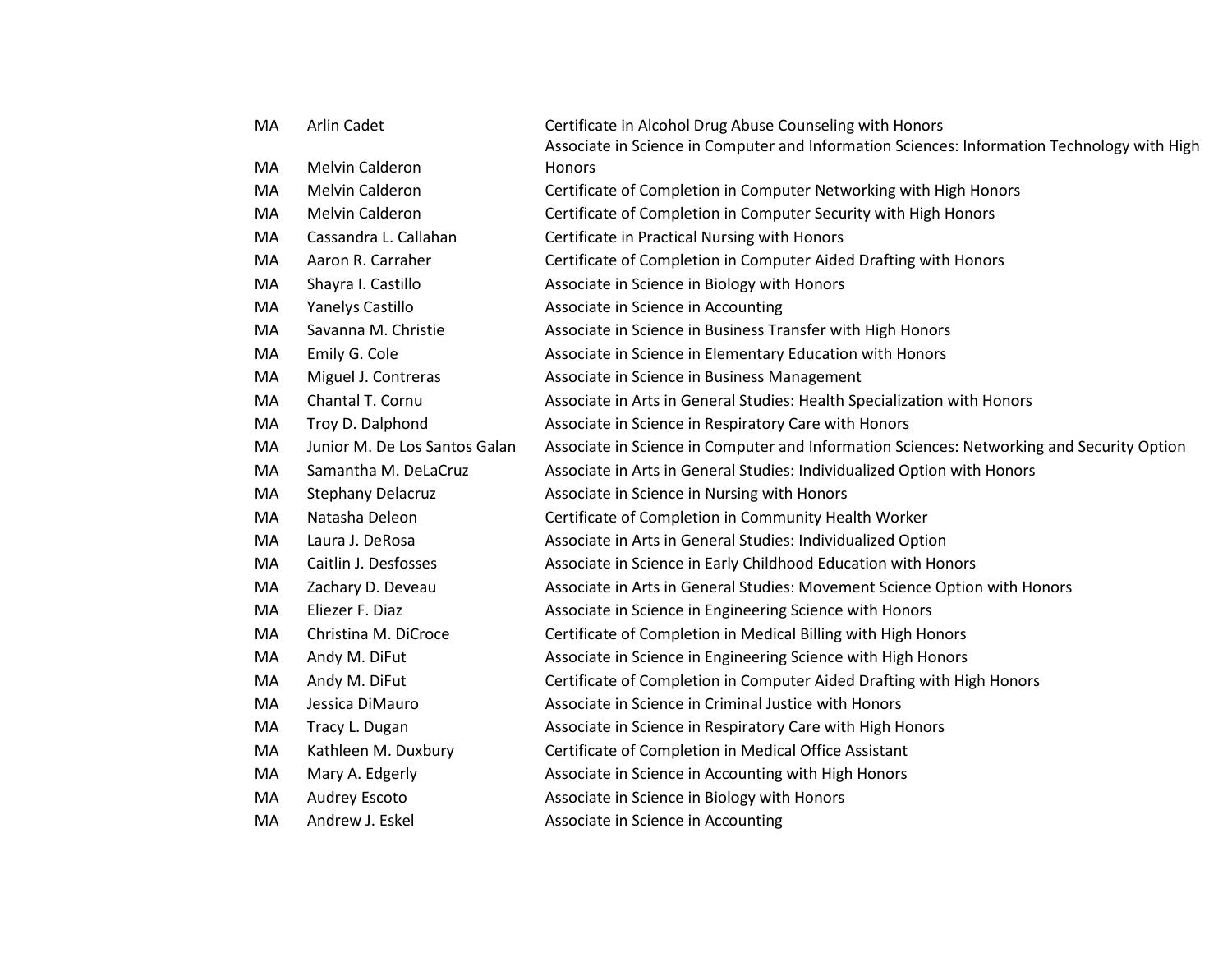| | | |
|---|---|---|
| MA | Arlin Cadet | Certificate in Alcohol Drug Abuse Counseling with Honors |
| MA | Melvin Calderon | Associate in Science in Computer and Information Sciences: Information Technology with High Honors |
| MA | Melvin Calderon | Certificate of Completion in Computer Networking with High Honors |
| MA | Melvin Calderon | Certificate of Completion in Computer Security with High Honors |
| MA | Cassandra L. Callahan | Certificate in Practical Nursing with Honors |
| MA | Aaron R. Carraher | Certificate of Completion in Computer Aided Drafting with Honors |
| MA | Shayra I. Castillo | Associate in Science in Biology with Honors |
| MA | Yanelys Castillo | Associate in Science in Accounting |
| MA | Savanna M. Christie | Associate in Science in Business Transfer with High Honors |
| MA | Emily G. Cole | Associate in Science in Elementary Education with Honors |
| MA | Miguel J. Contreras | Associate in Science in Business Management |
| MA | Chantal T. Cornu | Associate in Arts in General Studies: Health Specialization with Honors |
| MA | Troy D. Dalphond | Associate in Science in Respiratory Care with Honors |
| MA | Junior M. De Los Santos Galan | Associate in Science in Computer and Information Sciences: Networking and Security Option |
| MA | Samantha M. DeLaCruz | Associate in Arts in General Studies: Individualized Option with Honors |
| MA | Stephany Delacruz | Associate in Science in Nursing with Honors |
| MA | Natasha Deleon | Certificate of Completion in Community Health Worker |
| MA | Laura J. DeRosa | Associate in Arts in General Studies: Individualized Option |
| MA | Caitlin J. Desfosses | Associate in Science in Early Childhood Education with Honors |
| MA | Zachary D. Deveau | Associate in Arts in General Studies: Movement Science Option with Honors |
| MA | Eliezer F. Diaz | Associate in Science in Engineering Science with Honors |
| MA | Christina M. DiCroce | Certificate of Completion in Medical Billing with High Honors |
| MA | Andy M. DiFut | Associate in Science in Engineering Science with High Honors |
| MA | Andy M. DiFut | Certificate of Completion in Computer Aided Drafting with High Honors |
| MA | Jessica DiMauro | Associate in Science in Criminal Justice with Honors |
| MA | Tracy L. Dugan | Associate in Science in Respiratory Care with High Honors |
| MA | Kathleen M. Duxbury | Certificate of Completion in Medical Office Assistant |
| MA | Mary A. Edgerly | Associate in Science in Accounting with High Honors |
| MA | Audrey Escoto | Associate in Science in Biology with Honors |
| MA | Andrew J. Eskel | Associate in Science in Accounting |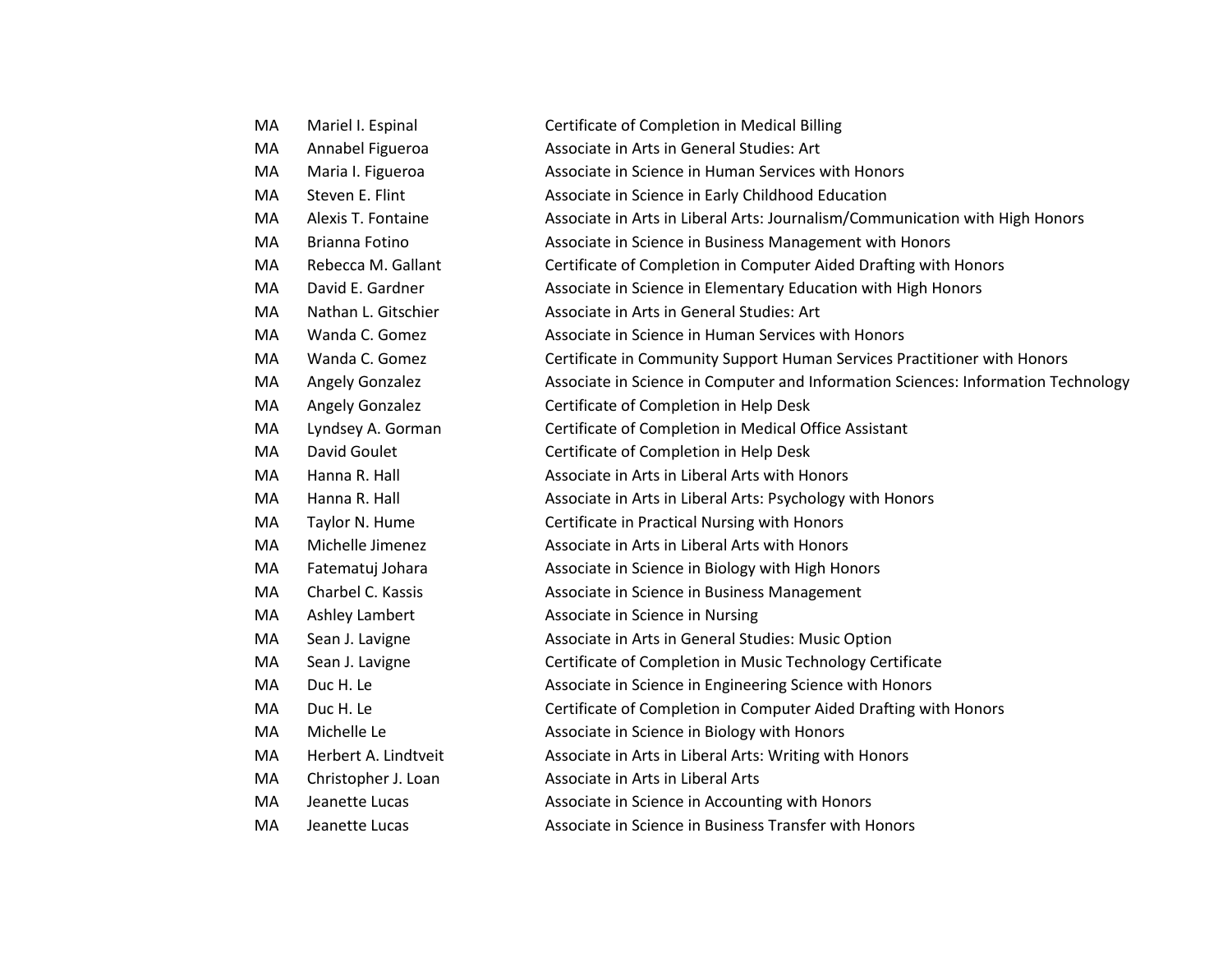| | | |
|---|---|---|
| MA | Mariel I. Espinal | Certificate of Completion in Medical Billing |
| MA | Annabel Figueroa | Associate in Arts in General Studies: Art |
| MA | Maria I. Figueroa | Associate in Science in Human Services with Honors |
| MA | Steven E. Flint | Associate in Science in Early Childhood Education |
| MA | Alexis T. Fontaine | Associate in Arts in Liberal Arts: Journalism/Communication with High Honors |
| MA | Brianna Fotino | Associate in Science in Business Management with Honors |
| MA | Rebecca M. Gallant | Certificate of Completion in Computer Aided Drafting with Honors |
| MA | David E. Gardner | Associate in Science in Elementary Education with High Honors |
| MA | Nathan L. Gitschier | Associate in Arts in General Studies: Art |
| MA | Wanda C. Gomez | Associate in Science in Human Services with Honors |
| MA | Wanda C. Gomez | Certificate in Community Support Human Services Practitioner with Honors |
| MA | Angely Gonzalez | Associate in Science in Computer and Information Sciences: Information Technology |
| MA | Angely Gonzalez | Certificate of Completion in Help Desk |
| MA | Lyndsey A. Gorman | Certificate of Completion in Medical Office Assistant |
| MA | David Goulet | Certificate of Completion in Help Desk |
| MA | Hanna R. Hall | Associate in Arts in Liberal Arts with Honors |
| MA | Hanna R. Hall | Associate in Arts in Liberal Arts: Psychology with Honors |
| MA | Taylor N. Hume | Certificate in Practical Nursing with Honors |
| MA | Michelle Jimenez | Associate in Arts in Liberal Arts with Honors |
| MA | Fatematuj Johara | Associate in Science in Biology with High Honors |
| MA | Charbel C. Kassis | Associate in Science in Business Management |
| MA | Ashley Lambert | Associate in Science in Nursing |
| MA | Sean J. Lavigne | Associate in Arts in General Studies: Music Option |
| MA | Sean J. Lavigne | Certificate of Completion in Music Technology Certificate |
| MA | Duc H. Le | Associate in Science in Engineering Science with Honors |
| MA | Duc H. Le | Certificate of Completion in Computer Aided Drafting with Honors |
| MA | Michelle Le | Associate in Science in Biology with Honors |
| MA | Herbert A. Lindtveit | Associate in Arts in Liberal Arts: Writing with Honors |
| MA | Christopher J. Loan | Associate in Arts in Liberal Arts |
| MA | Jeanette Lucas | Associate in Science in Accounting with Honors |
| MA | Jeanette Lucas | Associate in Science in Business Transfer with Honors |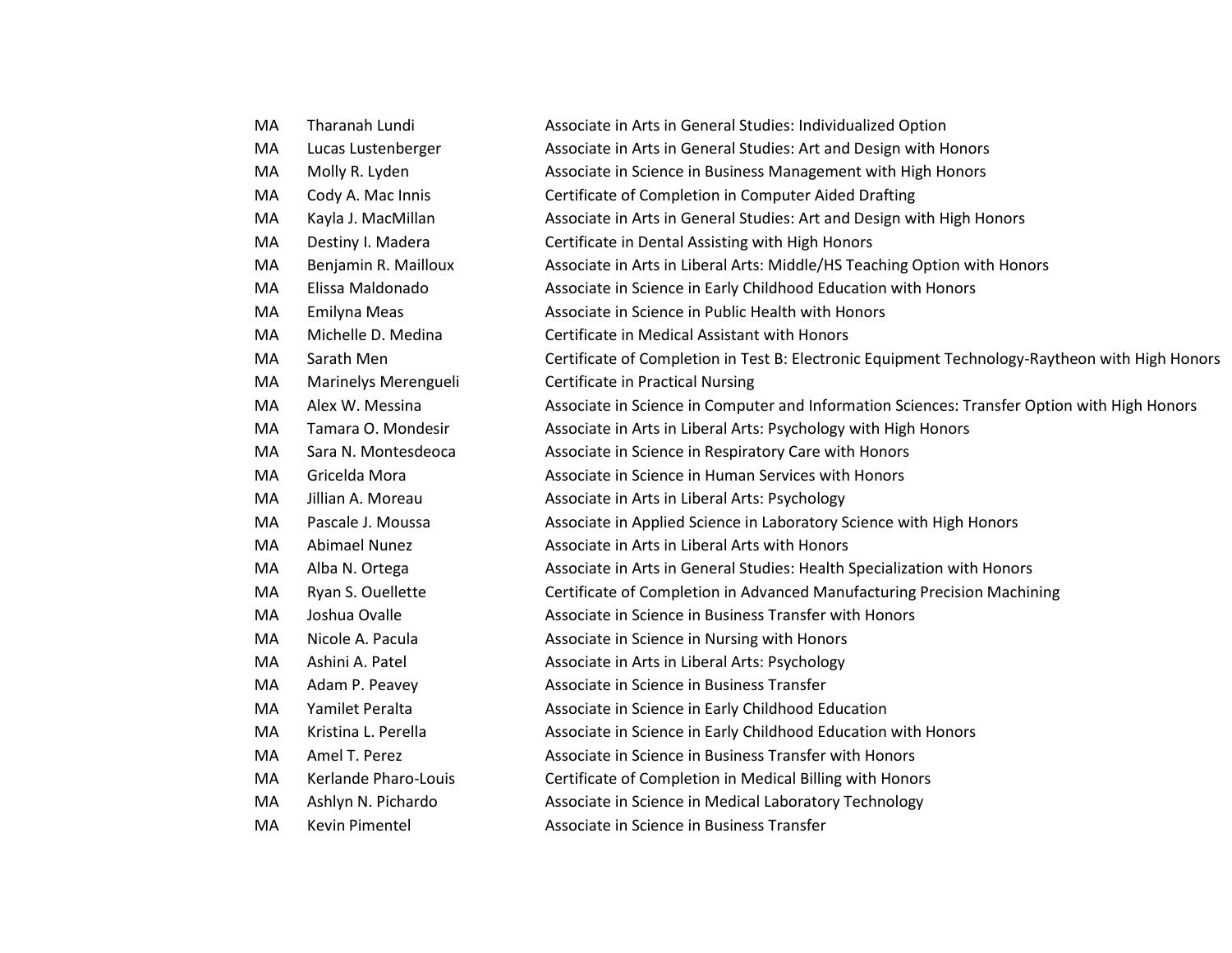| | | |
|---|---|---|
| MA | Tharanah Lundi | Associate in Arts in General Studies: Individualized Option |
| MA | Lucas Lustenberger | Associate in Arts in General Studies: Art and Design with Honors |
| MA | Molly R. Lyden | Associate in Science in Business Management with High Honors |
| MA | Cody A. Mac Innis | Certificate of Completion in Computer Aided Drafting |
| MA | Kayla J. MacMillan | Associate in Arts in General Studies: Art and Design with High Honors |
| MA | Destiny I. Madera | Certificate in Dental Assisting with High Honors |
| MA | Benjamin R. Mailloux | Associate in Arts in Liberal Arts: Middle/HS Teaching Option with Honors |
| MA | Elissa Maldonado | Associate in Science in Early Childhood Education with Honors |
| MA | Emilyna Meas | Associate in Science in Public Health with Honors |
| MA | Michelle D. Medina | Certificate in Medical Assistant with Honors |
| MA | Sarath Men | Certificate of Completion in Test B: Electronic Equipment Technology-Raytheon with High Honors |
| MA | Marinelys Merengueli | Certificate in Practical Nursing |
| MA | Alex W. Messina | Associate in Science in Computer and Information Sciences: Transfer Option with High Honors |
| MA | Tamara O. Mondesir | Associate in Arts in Liberal Arts: Psychology with High Honors |
| MA | Sara N. Montesdeoca | Associate in Science in Respiratory Care with Honors |
| MA | Gricelda Mora | Associate in Science in Human Services with Honors |
| MA | Jillian A. Moreau | Associate in Arts in Liberal Arts: Psychology |
| MA | Pascale J. Moussa | Associate in Applied Science in Laboratory Science with High Honors |
| MA | Abimael Nunez | Associate in Arts in Liberal Arts with Honors |
| MA | Alba N. Ortega | Associate in Arts in General Studies: Health Specialization with Honors |
| MA | Ryan S. Ouellette | Certificate of Completion in Advanced Manufacturing Precision Machining |
| MA | Joshua Ovalle | Associate in Science in Business Transfer with Honors |
| MA | Nicole A. Pacula | Associate in Science in Nursing with Honors |
| MA | Ashini A. Patel | Associate in Arts in Liberal Arts: Psychology |
| MA | Adam P. Peavey | Associate in Science in Business Transfer |
| MA | Yamilet Peralta | Associate in Science in Early Childhood Education |
| MA | Kristina L. Perella | Associate in Science in Early Childhood Education with Honors |
| MA | Amel T. Perez | Associate in Science in Business Transfer with Honors |
| MA | Kerlande Pharo-Louis | Certificate of Completion in Medical Billing with Honors |
| MA | Ashlyn N. Pichardo | Associate in Science in Medical Laboratory Technology |
| MA | Kevin Pimentel | Associate in Science in Business Transfer |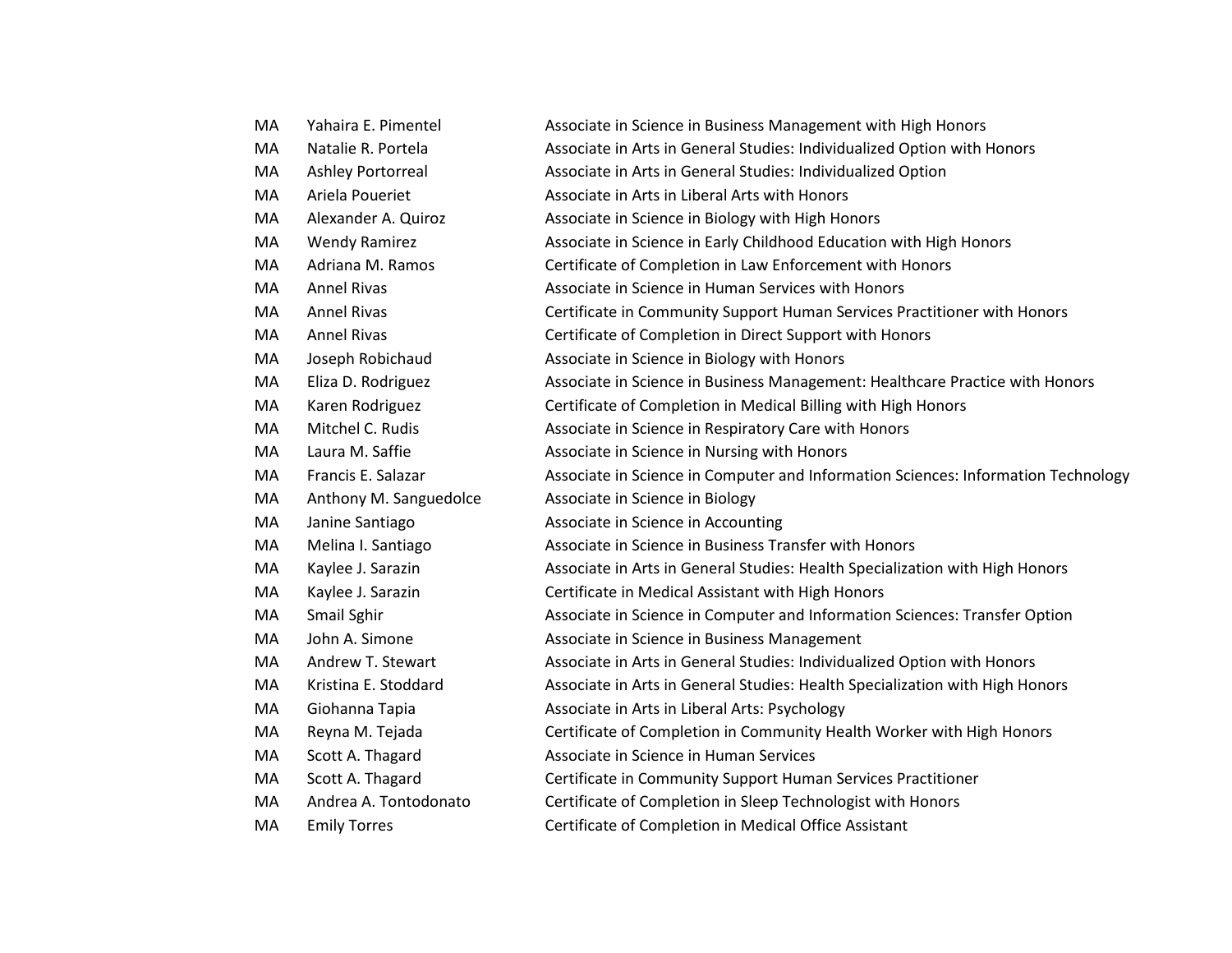| | | |
|---|---|---|
| MA | Yahaira E. Pimentel | Associate in Science in Business Management with High Honors |
| MA | Natalie R. Portela | Associate in Arts in General Studies: Individualized Option with Honors |
| MA | Ashley Portorreal | Associate in Arts in General Studies: Individualized Option |
| MA | Ariela Poueriet | Associate in Arts in Liberal Arts with Honors |
| MA | Alexander A. Quiroz | Associate in Science in Biology with High Honors |
| MA | Wendy Ramirez | Associate in Science in Early Childhood Education with High Honors |
| MA | Adriana M. Ramos | Certificate of Completion in Law Enforcement with Honors |
| MA | Annel Rivas | Associate in Science in Human Services with Honors |
| MA | Annel Rivas | Certificate in Community Support Human Services Practitioner with Honors |
| MA | Annel Rivas | Certificate of Completion in Direct Support with Honors |
| MA | Joseph Robichaud | Associate in Science in Biology with Honors |
| MA | Eliza D. Rodriguez | Associate in Science in Business Management: Healthcare Practice with Honors |
| MA | Karen Rodriguez | Certificate of Completion in Medical Billing with High Honors |
| MA | Mitchel C. Rudis | Associate in Science in Respiratory Care with Honors |
| MA | Laura M. Saffie | Associate in Science in Nursing with Honors |
| MA | Francis E. Salazar | Associate in Science in Computer and Information Sciences: Information Technology |
| MA | Anthony M. Sanguedolce | Associate in Science in Biology |
| MA | Janine Santiago | Associate in Science in Accounting |
| MA | Melina I. Santiago | Associate in Science in Business Transfer with Honors |
| MA | Kaylee J. Sarazin | Associate in Arts in General Studies: Health Specialization with High Honors |
| MA | Kaylee J. Sarazin | Certificate in Medical Assistant with High Honors |
| MA | Smail Sghir | Associate in Science in Computer and Information Sciences: Transfer Option |
| MA | John A. Simone | Associate in Science in Business Management |
| MA | Andrew T. Stewart | Associate in Arts in General Studies: Individualized Option with Honors |
| MA | Kristina E. Stoddard | Associate in Arts in General Studies: Health Specialization with High Honors |
| MA | Giohanna Tapia | Associate in Arts in Liberal Arts: Psychology |
| MA | Reyna M. Tejada | Certificate of Completion Community Health Worker with High Honors |
| MA | Scott A. Thagard | Associate in Science in Human Services |
| MA | Scott A. Thagard | Certificate in Community Support Human Services Practitioner |
| MA | Andrea A. Tontodonato | Certificate of Completion in Sleep Technologist with Honors |
| MA | Emily Torres | Certificate of Completion in Medical Office Assistant |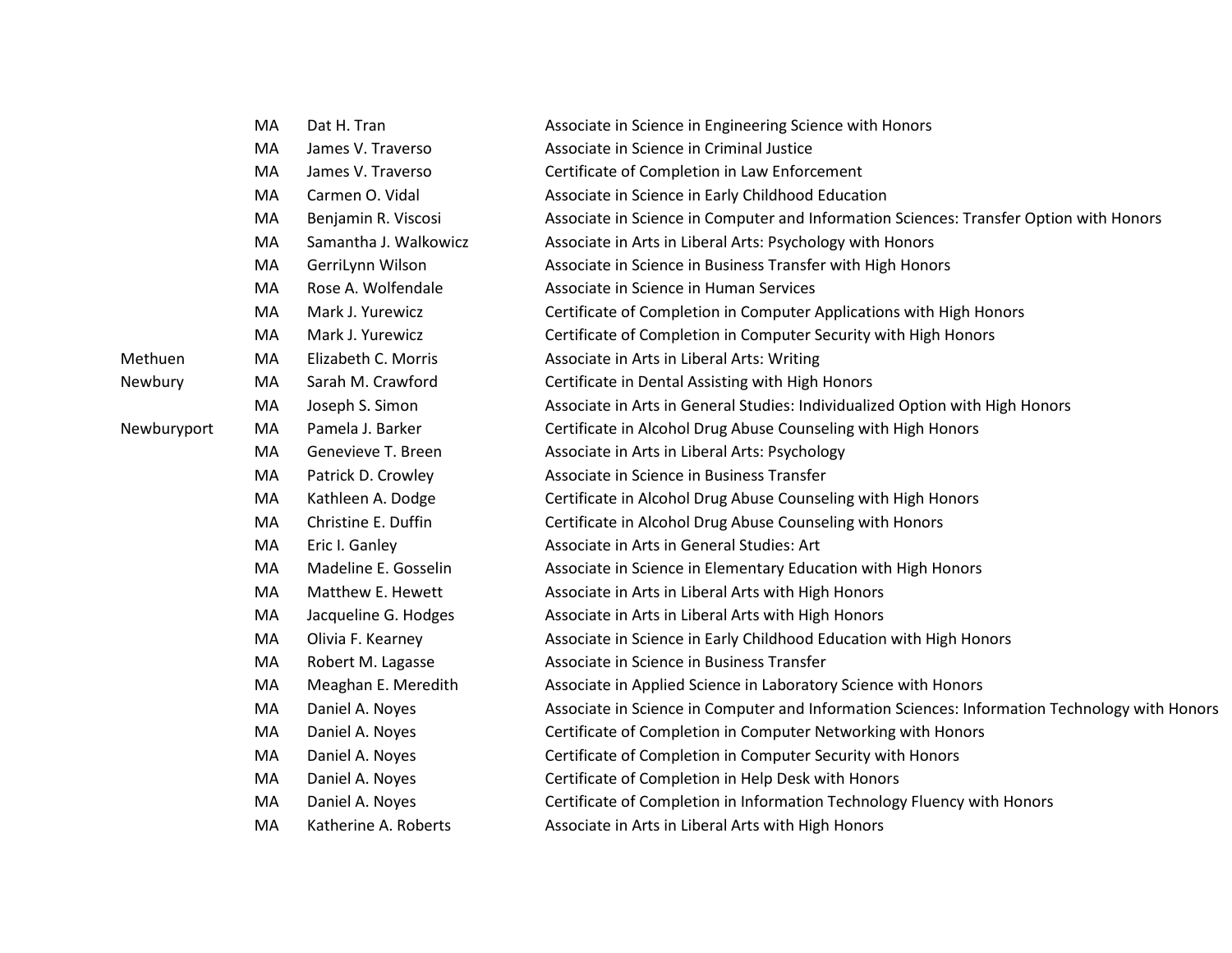| | | | |
|---|---|---|---|
| | MA | Dat H. Tran | Associate in Science in Engineering Science with Honors |
| | MA | James V. Traverso | Associate in Science in Criminal Justice |
| | MA | James V. Traverso | Certificate of Completion in Law Enforcement |
| | MA | Carmen O. Vidal | Associate in Science in Early Childhood Education |
| | MA | Benjamin R. Viscosi | Associate in Science in Computer and Information Sciences: Transfer Option with Honors |
| | MA | Samantha J. Walkowicz | Associate in Arts in Liberal Arts: Psychology with Honors |
| | MA | GerriLynn Wilson | Associate in Science in Business Transfer with High Honors |
| | MA | Rose A. Wolfendale | Associate in Science in Human Services |
| | MA | Mark J. Yurewicz | Certificate of Completion in Computer Applications with High Honors |
| | MA | Mark J. Yurewicz | Certificate of Completion in Computer Security with High Honors |
| Methuen | MA | Elizabeth C. Morris | Associate in Arts in Liberal Arts: Writing |
| Newbury | MA | Sarah M. Crawford | Certificate in Dental Assisting with High Honors |
| | MA | Joseph S. Simon | Associate in Arts in General Studies: Individualized Option with High Honors |
| Newburyport | MA | Pamela J. Barker | Certificate in Alcohol Drug Abuse Counseling with High Honors |
| | MA | Genevieve T. Breen | Associate in Arts in Liberal Arts: Psychology |
| | MA | Patrick D. Crowley | Associate in Science in Business Transfer |
| | MA | Kathleen A. Dodge | Certificate in Alcohol Drug Abuse Counseling with High Honors |
| | MA | Christine E. Duffin | Certificate in Alcohol Drug Abuse Counseling with Honors |
| | MA | Eric I. Ganley | Associate in Arts in General Studies: Art |
| | MA | Madeline E. Gosselin | Associate in Science in Elementary Education with High Honors |
| | MA | Matthew E. Hewett | Associate in Arts in Liberal Arts with High Honors |
| | MA | Jacqueline G. Hodges | Associate in Arts in Liberal Arts with High Honors |
| | MA | Olivia F. Kearney | Associate in Science in Early Childhood Education with High Honors |
| | MA | Robert M. Lagasse | Associate in Science in Business Transfer |
| | MA | Meaghan E. Meredith | Associate in Applied Science in Laboratory Science with Honors |
| | MA | Daniel A. Noyes | Associate in Science in Computer and Information Sciences: Information Technology with Honors |
| | MA | Daniel A. Noyes | Certificate of Completion in Computer Networking with Honors |
| | MA | Daniel A. Noyes | Certificate of Completion in Computer Security with Honors |
| | MA | Daniel A. Noyes | Certificate of Completion in Help Desk with Honors |
| | MA | Daniel A. Noyes | Certificate of Completion in Information Technology Fluency with Honors |
| | MA | Katherine A. Roberts | Associate in Arts in Liberal Arts with High Honors |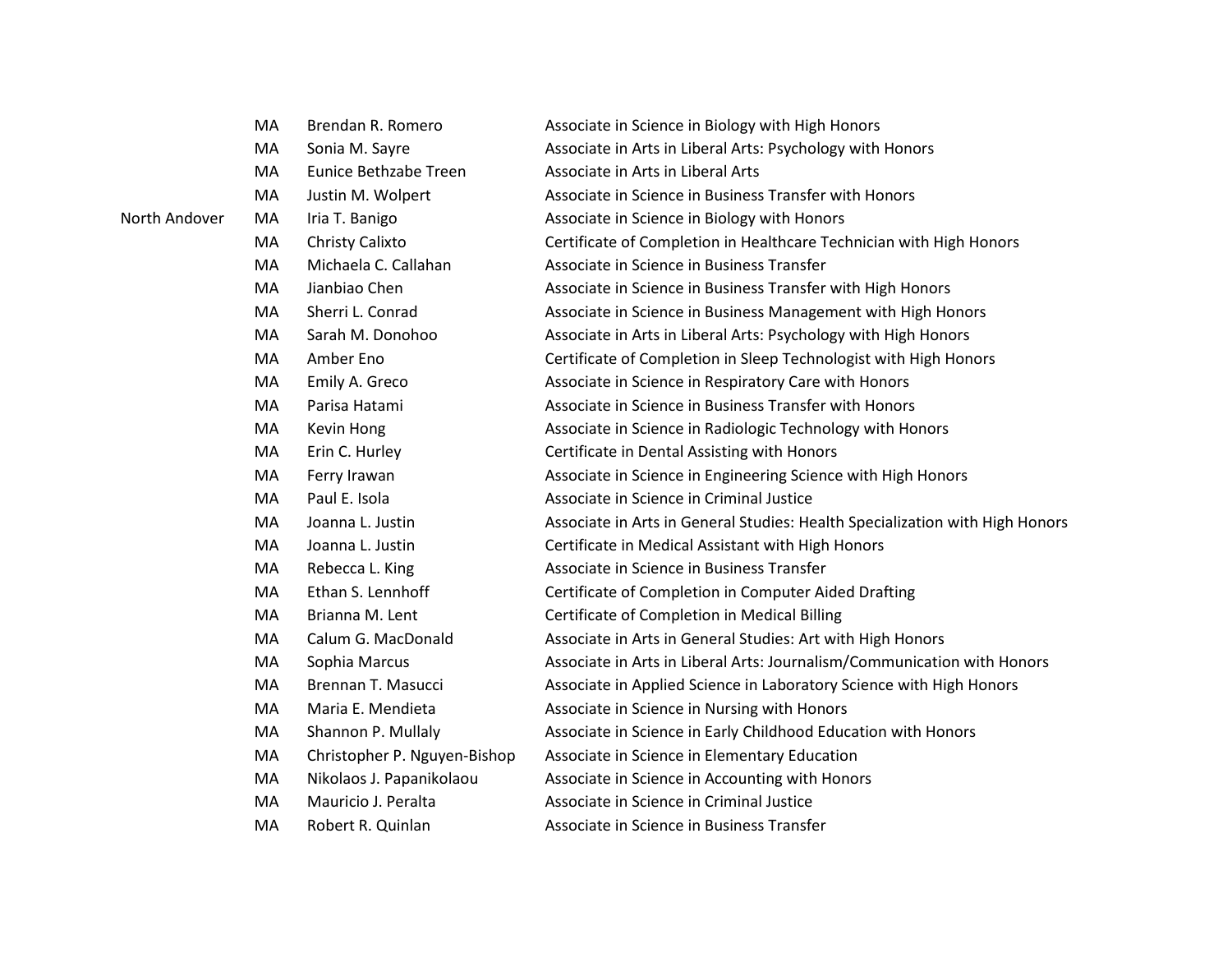| | | | |
|---|---|---|---|
| | MA | Brendan R. Romero | Associate in Science in Biology with High Honors |
| | MA | Sonia M. Sayre | Associate in Arts in Liberal Arts: Psychology with Honors |
| | MA | Eunice Bethzabe Treen | Associate in Arts in Liberal Arts |
| | MA | Justin M. Wolpert | Associate in Science in Business Transfer with Honors |
| North Andover | MA | Iria T. Banigo | Associate in Science in Biology with Honors |
| | MA | Christy Calixto | Certificate of Completion in Healthcare Technician with High Honors |
| | MA | Michaela C. Callahan | Associate in Science in Business Transfer |
| | MA | Jianbiao Chen | Associate in Science in Business Transfer with High Honors |
| | MA | Sherri L. Conrad | Associate in Science in Business Management with High Honors |
| | MA | Sarah M. Donohoo | Associate in Arts in Liberal Arts: Psychology with High Honors |
| | MA | Amber Eno | Certificate of Completion in Sleep Technologist with High Honors |
| | MA | Emily A. Greco | Associate in Science in Respiratory Care with Honors |
| | MA | Parisa Hatami | Associate in Science in Business Transfer with Honors |
| | MA | Kevin Hong | Associate in Science in Radiologic Technology with Honors |
| | MA | Erin C. Hurley | Certificate in Dental Assisting with Honors |
| | MA | Ferry Irawan | Associate in Science in Engineering Science with High Honors |
| | MA | Paul E. Isola | Associate in Science in Criminal Justice |
| | MA | Joanna L. Justin | Associate in Arts in General Studies: Health Specialization with High Honors |
| | MA | Joanna L. Justin | Certificate in Medical Assistant with High Honors |
| | MA | Rebecca L. King | Associate in Science in Business Transfer |
| | MA | Ethan S. Lennhoff | Certificate of Completion in Computer Aided Drafting |
| | MA | Brianna M. Lent | Certificate of Completion in Medical Billing |
| | MA | Calum G. MacDonald | Associate in Arts in General Studies: Art with High Honors |
| | MA | Sophia Marcus | Associate in Arts in Liberal Arts: Journalism/Communication with Honors |
| | MA | Brennan T. Masucci | Associate in Applied Science in Laboratory Science with High Honors |
| | MA | Maria E. Mendieta | Associate in Science in Nursing with Honors |
| | MA | Shannon P. Mullaly | Associate in Science in Early Childhood Education with Honors |
| | MA | Christopher P. Nguyen-Bishop | Associate in Science in Elementary Education |
| | MA | Nikolaos J. Papanikolaou | Associate in Science in Accounting with Honors |
| | MA | Mauricio J. Peralta | Associate in Science in Criminal Justice |
| | MA | Robert R. Quinlan | Associate in Science in Business Transfer |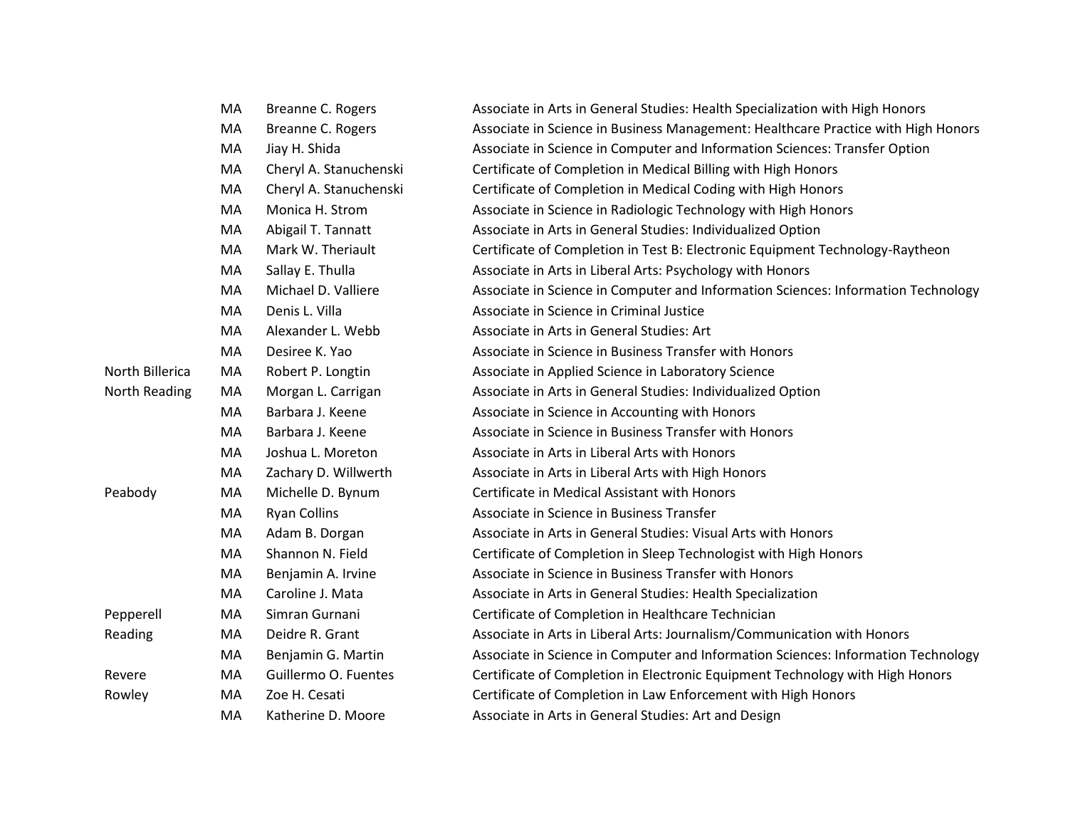| | | | |
|---|---|---|---|
| | MA | Breanne C. Rogers | Associate in Arts in General Studies: Health Specialization with High Honors |
| | MA | Breanne C. Rogers | Associate in Science in Business Management: Healthcare Practice with High Honors |
| | MA | Jiay H. Shida | Associate in Science in Computer and Information Sciences: Transfer Option |
| | MA | Cheryl A. Stanuchenski | Certificate of Completion in Medical Billing with High Honors |
| | MA | Cheryl A. Stanuchenski | Certificate of Completion in Medical Coding with High Honors |
| | MA | Monica H. Strom | Associate in Science in Radiologic Technology with High Honors |
| | MA | Abigail T. Tannatt | Associate in Arts in General Studies: Individualized Option |
| | MA | Mark W. Theriault | Certificate of Completion in Test B: Electronic Equipment Technology-Raytheon |
| | MA | Sallay E. Thulla | Associate in Arts in Liberal Arts: Psychology with Honors |
| | MA | Michael D. Valliere | Associate in Science in Computer and Information Sciences: Information Technology |
| | MA | Denis L. Villa | Associate in Science in Criminal Justice |
| | MA | Alexander L. Webb | Associate in Arts in General Studies: Art |
| | MA | Desiree K. Yao | Associate in Science in Business Transfer with Honors |
| North Billerica | MA | Robert P. Longtin | Associate in Applied Science in Laboratory Science |
| North Reading | MA | Morgan L. Carrigan | Associate in Arts in General Studies: Individualized Option |
| | MA | Barbara J. Keene | Associate in Science in Accounting with Honors |
| | MA | Barbara J. Keene | Associate in Science in Business Transfer with Honors |
| | MA | Joshua L. Moreton | Associate in Arts in Liberal Arts with Honors |
| | MA | Zachary D. Willwerth | Associate in Arts in Liberal Arts with High Honors |
| Peabody | MA | Michelle D. Bynum | Certificate in Medical Assistant with Honors |
| | MA | Ryan Collins | Associate in Science in Business Transfer |
| | MA | Adam B. Dorgan | Associate in Arts in General Studies: Visual Arts with Honors |
| | MA | Shannon N. Field | Certificate of Completion in Sleep Technologist with High Honors |
| | MA | Benjamin A. Irvine | Associate in Science in Business Transfer with Honors |
| | MA | Caroline J. Mata | Associate in Arts in General Studies: Health Specialization |
| Pepperell | MA | Simran Gurnani | Certificate of Completion in Healthcare Technician |
| Reading | MA | Deidre R. Grant | Associate in Arts in Liberal Arts: Journalism/Communication with Honors |
| | MA | Benjamin G. Martin | Associate in Science in Computer and Information Sciences: Information Technology |
| Revere | MA | Guillermo O. Fuentes | Certificate of Completion in Electronic Equipment Technology with High Honors |
| Rowley | MA | Zoe H. Cesati | Certificate of Completion in Law Enforcement with High Honors |
| | MA | Katherine D. Moore | Associate in Arts in General Studies: Art and Design |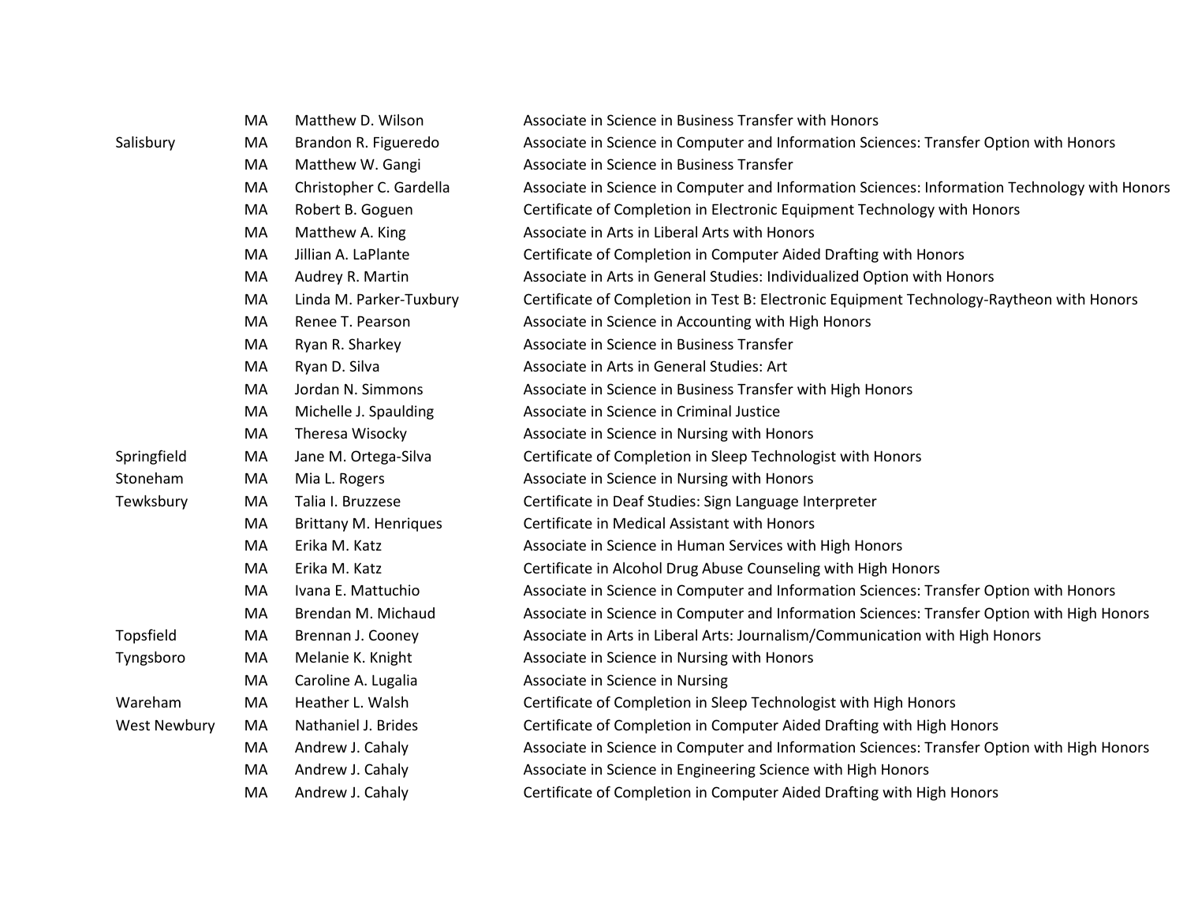| | | | |
|---|---|---|---|
| | MA | Matthew D. Wilson | Associate in Science in Business Transfer with Honors |
| Salisbury | MA | Brandon R. Figueredo | Associate in Science in Computer and Information Sciences: Transfer Option with Honors |
| | MA | Matthew W. Gangi | Associate in Science in Business Transfer |
| | MA | Christopher C. Gardella | Associate in Science in Computer and Information Sciences: Information Technology with Honors |
| | MA | Robert B. Goguen | Certificate of Completion in Electronic Equipment Technology with Honors |
| | MA | Matthew A. King | Associate in Arts in Liberal Arts with Honors |
| | MA | Jillian A. LaPlante | Certificate of Completion in Computer Aided Drafting with Honors |
| | MA | Audrey R. Martin | Associate in Arts in General Studies: Individualized Option with Honors |
| | MA | Linda M. Parker-Tuxbury | Certificate of Completion in Test B: Electronic Equipment Technology-Raytheon with Honors |
| | MA | Renee T. Pearson | Associate in Science in Accounting with High Honors |
| | MA | Ryan R. Sharkey | Associate in Science in Business Transfer |
| | MA | Ryan D. Silva | Associate in Arts in General Studies: Art |
| | MA | Jordan N. Simmons | Associate in Science in Business Transfer with High Honors |
| | MA | Michelle J. Spaulding | Associate in Science in Criminal Justice |
| | MA | Theresa Wisocky | Associate in Science in Nursing with Honors |
| Springfield | MA | Jane M. Ortega-Silva | Certificate of Completion in Sleep Technologist with Honors |
| Stoneham | MA | Mia L. Rogers | Associate in Science in Nursing with Honors |
| Tewksbury | MA | Talia I. Bruzzese | Certificate in Deaf Studies: Sign Language Interpreter |
| | MA | Brittany M. Henriques | Certificate in Medical Assistant with Honors |
| | MA | Erika M. Katz | Associate in Science in Human Services with High Honors |
| | MA | Erika M. Katz | Certificate in Alcohol Drug Abuse Counseling with High Honors |
| | MA | Ivana E. Mattuchio | Associate in Science in Computer and Information Sciences: Transfer Option with Honors |
| | MA | Brendan M. Michaud | Associate in Science in Computer and Information Sciences: Transfer Option with High Honors |
| Topsfield | MA | Brennan J. Cooney | Associate in Arts in Liberal Arts: Journalism/Communication with High Honors |
| Tyngsboro | MA | Melanie K. Knight | Associate in Science in Nursing with Honors |
| | MA | Caroline A. Lugalia | Associate in Science in Nursing |
| Wareham | MA | Heather L. Walsh | Certificate of Completion in Sleep Technologist with High Honors |
| West Newbury | MA | Nathaniel J. Brides | Certificate of Completion in Computer Aided Drafting with High Honors |
| | MA | Andrew J. Cahaly | Associate in Science in Computer and Information Sciences: Transfer Option with High Honors |
| | MA | Andrew J. Cahaly | Associate in Science in Engineering Science with High Honors |
| | MA | Andrew J. Cahaly | Certificate of Completion in Computer Aided Drafting with High Honors |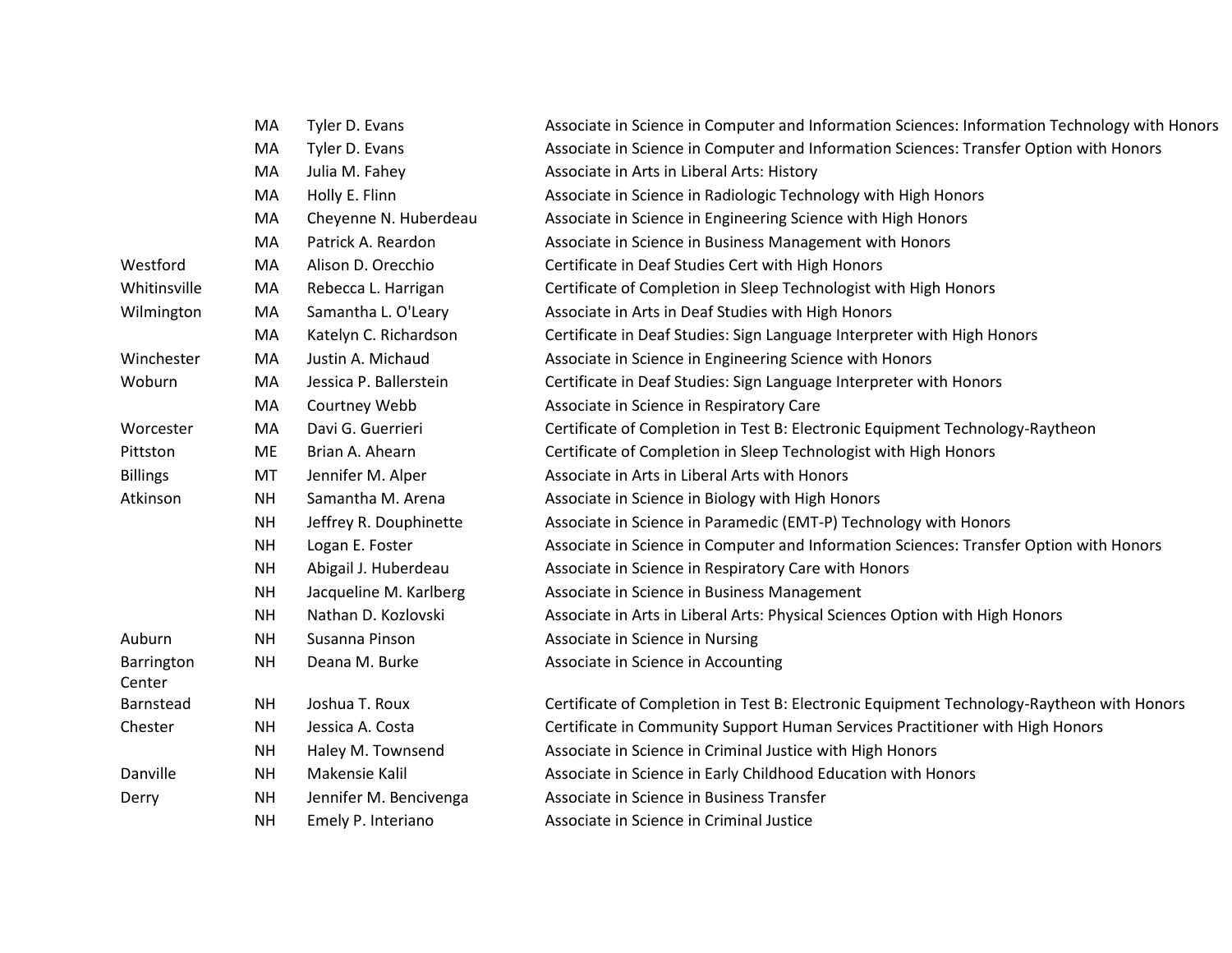| | | | |
|---|---|---|---|
| | MA | Tyler D. Evans | Associate in Science in Computer and Information Sciences: Information Technology with Honors |
| | MA | Tyler D. Evans | Associate in Science in Computer and Information Sciences: Transfer Option with Honors |
| | MA | Julia M. Fahey | Associate in Arts in Liberal Arts: History |
| | MA | Holly E. Flinn | Associate in Science in Radiologic Technology with High Honors |
| | MA | Cheyenne N. Huberdeau | Associate in Science in Engineering Science with High Honors |
| | MA | Patrick A. Reardon | Associate in Science in Business Management with Honors |
| Westford | MA | Alison D. Orecchio | Certificate in Deaf Studies Cert with High Honors |
| Whitinsville | MA | Rebecca L. Harrigan | Certificate of Completion in Sleep Technologist with High Honors |
| Wilmington | MA | Samantha L. O'Leary | Associate in Arts in Deaf Studies with High Honors |
| | MA | Katelyn C. Richardson | Certificate in Deaf Studies: Sign Language Interpreter with High Honors |
| Winchester | MA | Justin A. Michaud | Associate in Science in Engineering Science with Honors |
| Woburn | MA | Jessica P. Ballerstein | Certificate in Deaf Studies: Sign Language Interpreter with Honors |
| | MA | Courtney Webb | Associate in Science in Respiratory Care |
| Worcester | MA | Davi G. Guerrieri | Certificate of Completion in Test B: Electronic Equipment Technology-Raytheon |
| Pittston | ME | Brian A. Ahearn | Certificate of Completion in Sleep Technologist with High Honors |
| Billings | MT | Jennifer M. Alper | Associate in Arts in Liberal Arts with Honors |
| Atkinson | NH | Samantha M. Arena | Associate in Science in Biology with High Honors |
| | NH | Jeffrey R. Douphinette | Associate in Science in Paramedic (EMT-P) Technology with Honors |
| | NH | Logan E. Foster | Associate in Science in Computer and Information Sciences: Transfer Option with Honors |
| | NH | Abigail J. Huberdeau | Associate in Science in Respiratory Care with Honors |
| | NH | Jacqueline M. Karlberg | Associate in Science in Business Management |
| | NH | Nathan D. Kozlovski | Associate in Arts in Liberal Arts: Physical Sciences Option with High Honors |
| Auburn | NH | Susanna Pinson | Associate in Science in Nursing |
| Barrington Center | NH | Deana M. Burke | Associate in Science in Accounting |
| Barnstead | NH | Joshua T. Roux | Certificate of Completion in Test B: Electronic Equipment Technology-Raytheon with Honors |
| Chester | NH | Jessica A. Costa | Certificate in Community Support Human Services Practitioner with High Honors |
| | NH | Haley M. Townsend | Associate in Science in Criminal Justice with High Honors |
| Danville | NH | Makensie Kalil | Associate in Science in Early Childhood Education with Honors |
| Derry | NH | Jennifer M. Bencivenga | Associate in Science in Business Transfer |
| | NH | Emely P. Interiano | Associate in Science in Criminal Justice |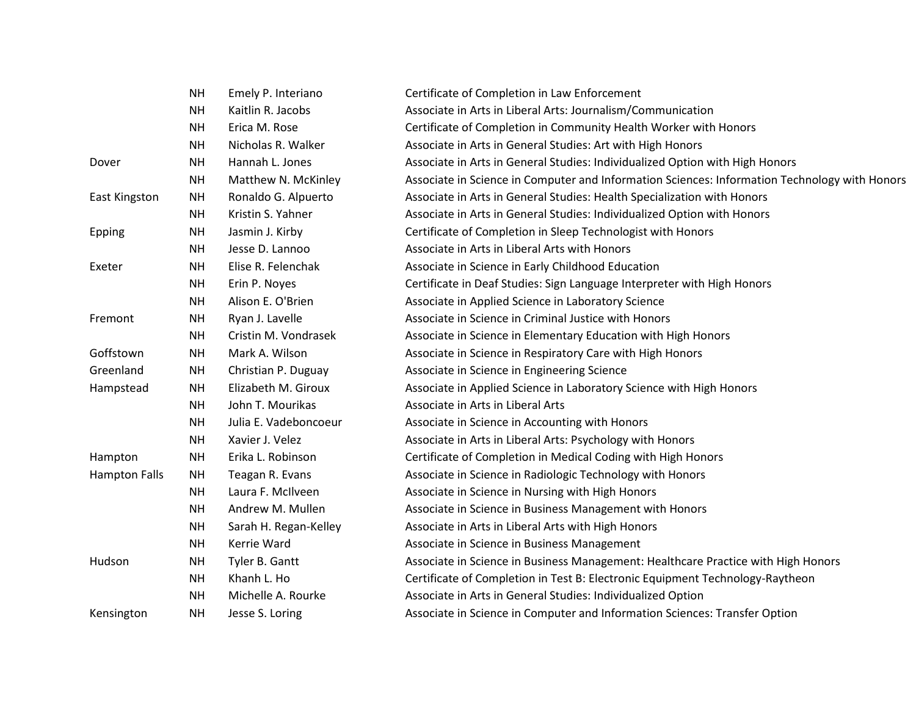| | | | |
|---|---|---|---|
| | NH | Emely P. Interiano | Certificate of Completion in Law Enforcement |
| | NH | Kaitlin R. Jacobs | Associate in Arts in Liberal Arts: Journalism/Communication |
| | NH | Erica M. Rose | Certificate of Completion in Community Health Worker with Honors |
| | NH | Nicholas R. Walker | Associate in Arts in General Studies: Art with High Honors |
| Dover | NH | Hannah L. Jones | Associate in Arts in General Studies: Individualized Option with High Honors |
| | NH | Matthew N. McKinley | Associate in Science in Computer and Information Sciences: Information Technology with Honors |
| East Kingston | NH | Ronaldo G. Alpuerto | Associate in Arts in General Studies: Health Specialization with Honors |
| | NH | Kristin S. Yahner | Associate in Arts in General Studies: Individualized Option with Honors |
| Epping | NH | Jasmin J. Kirby | Certificate of Completion in Sleep Technologist with Honors |
| | NH | Jesse D. Lannoo | Associate in Arts in Liberal Arts with Honors |
| Exeter | NH | Elise R. Felenchak | Associate in Science in Early Childhood Education |
| | NH | Erin P. Noyes | Certificate in Deaf Studies: Sign Language Interpreter with High Honors |
| | NH | Alison E. O'Brien | Associate in Applied Science in Laboratory Science |
| Fremont | NH | Ryan J. Lavelle | Associate in Science in Criminal Justice with Honors |
| | NH | Cristin M. Vondrasek | Associate in Science in Elementary Education with High Honors |
| Goffstown | NH | Mark A. Wilson | Associate in Science in Respiratory Care with High Honors |
| Greenland | NH | Christian P. Duguay | Associate in Science in Engineering Science |
| Hampstead | NH | Elizabeth M. Giroux | Associate in Applied Science in Laboratory Science with High Honors |
| | NH | John T. Mourikas | Associate in Arts in Liberal Arts |
| | NH | Julia E. Vadeboncoeur | Associate in Science in Accounting with Honors |
| | NH | Xavier J. Velez | Associate in Arts in Liberal Arts: Psychology with Honors |
| Hampton | NH | Erika L. Robinson | Certificate of Completion in Medical Coding with High Honors |
| Hampton Falls | NH | Teagan R. Evans | Associate in Science in Radiologic Technology with Honors |
| | NH | Laura F. McIlveen | Associate in Science in Nursing with High Honors |
| | NH | Andrew M. Mullen | Associate in Science in Business Management with Honors |
| | NH | Sarah H. Regan-Kelley | Associate in Arts in Liberal Arts with High Honors |
| | NH | Kerrie Ward | Associate in Science in Business Management |
| Hudson | NH | Tyler B. Gantt | Associate in Science in Business Management: Healthcare Practice with High Honors |
| | NH | Khanh L. Ho | Certificate of Completion in Test B: Electronic Equipment Technology-Raytheon |
| | NH | Michelle A. Rourke | Associate in Arts in General Studies: Individualized Option |
| Kensington | NH | Jesse S. Loring | Associate in Science in Computer and Information Sciences: Transfer Option |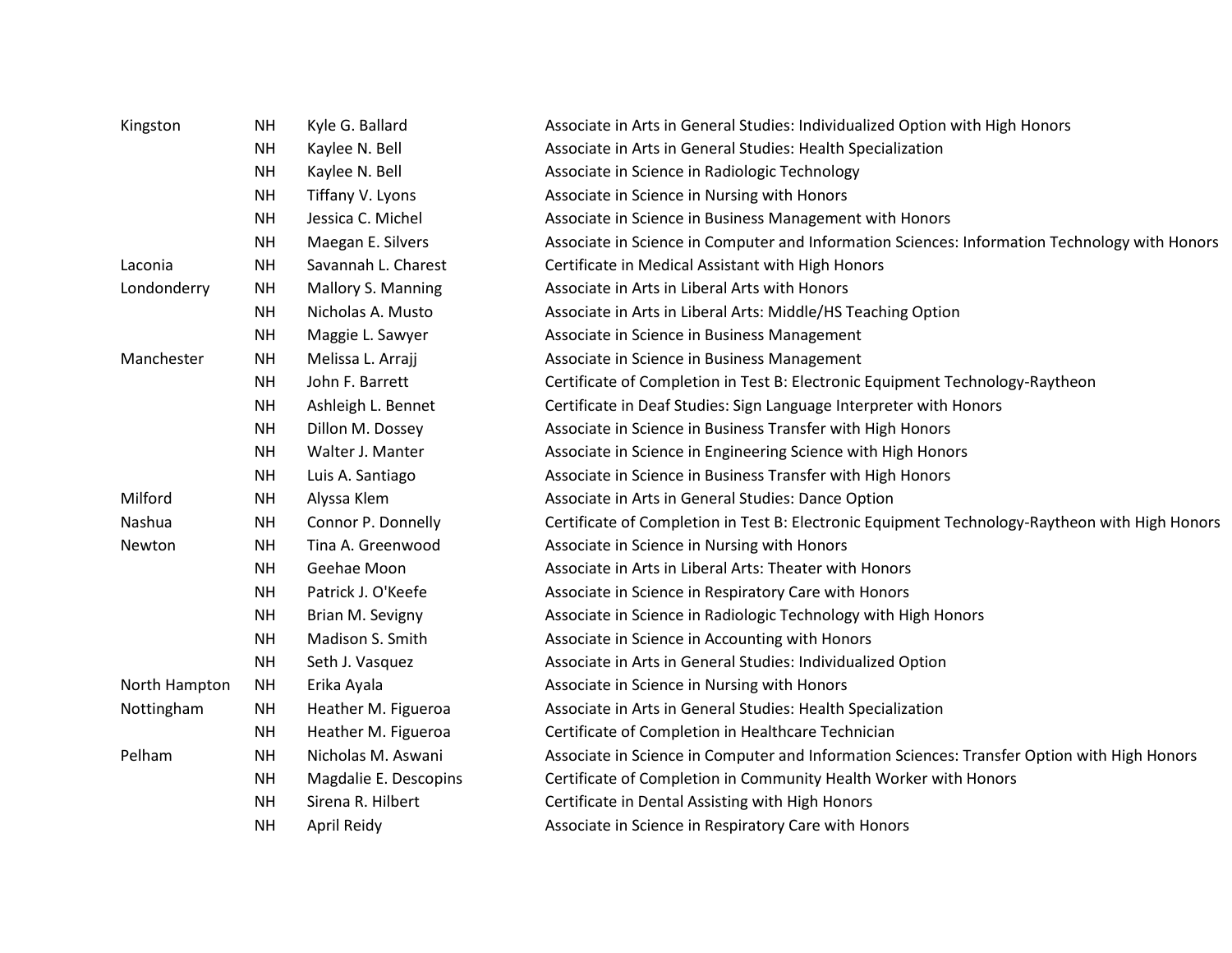| | | | |
|---|---|---|---|
| Kingston | NH | Kyle G. Ballard | Associate in Arts in General Studies: Individualized Option with High Honors |
| | NH | Kaylee N. Bell | Associate in Arts in General Studies: Health Specialization |
| | NH | Kaylee N. Bell | Associate in Science in Radiologic Technology |
| | NH | Tiffany V. Lyons | Associate in Science in Nursing with Honors |
| | NH | Jessica C. Michel | Associate in Science in Business Management with Honors |
| | NH | Maegan E. Silvers | Associate in Science in Computer and Information Sciences: Information Technology with Honors |
| Laconia | NH | Savannah L. Charest | Certificate in Medical Assistant with High Honors |
| Londonderry | NH | Mallory S. Manning | Associate in Arts in Liberal Arts with Honors |
| | NH | Nicholas A. Musto | Associate in Arts in Liberal Arts: Middle/HS Teaching Option |
| | NH | Maggie L. Sawyer | Associate in Science in Business Management |
| Manchester | NH | Melissa L. Arrajj | Associate in Science in Business Management |
| | NH | John F. Barrett | Certificate of Completion in Test B: Electronic Equipment Technology-Raytheon |
| | NH | Ashleigh L. Bennet | Certificate in Deaf Studies: Sign Language Interpreter with Honors |
| | NH | Dillon M. Dossey | Associate in Science in Business Transfer with High Honors |
| | NH | Walter J. Manter | Associate in Science in Engineering Science with High Honors |
| | NH | Luis A. Santiago | Associate in Science in Business Transfer with High Honors |
| Milford | NH | Alyssa Klem | Associate in Arts in General Studies: Dance Option |
| Nashua | NH | Connor P. Donnelly | Certificate of Completion in Test B: Electronic Equipment Technology-Raytheon with High Honors |
| Newton | NH | Tina A. Greenwood | Associate in Science in Nursing with Honors |
| | NH | Geehae Moon | Associate in Arts in Liberal Arts: Theater with Honors |
| | NH | Patrick J. O'Keefe | Associate in Science in Respiratory Care with Honors |
| | NH | Brian M. Sevigny | Associate in Science in Radiologic Technology with High Honors |
| | NH | Madison S. Smith | Associate in Science in Accounting with Honors |
| | NH | Seth J. Vasquez | Associate in Arts in General Studies: Individualized Option |
| North Hampton | NH | Erika Ayala | Associate in Science in Nursing with Honors |
| Nottingham | NH | Heather M. Figueroa | Associate in Arts in General Studies: Health Specialization |
| | NH | Heather M. Figueroa | Certificate of Completion in Healthcare Technician |
| Pelham | NH | Nicholas M. Aswani | Associate in Science in Computer and Information Sciences: Transfer Option with High Honors |
| | NH | Magdalie E. Descopins | Certificate of Completion in Community Health Worker with Honors |
| | NH | Sirena R. Hilbert | Certificate in Dental Assisting with High Honors |
| | NH | April Reidy | Associate in Science in Respiratory Care with Honors |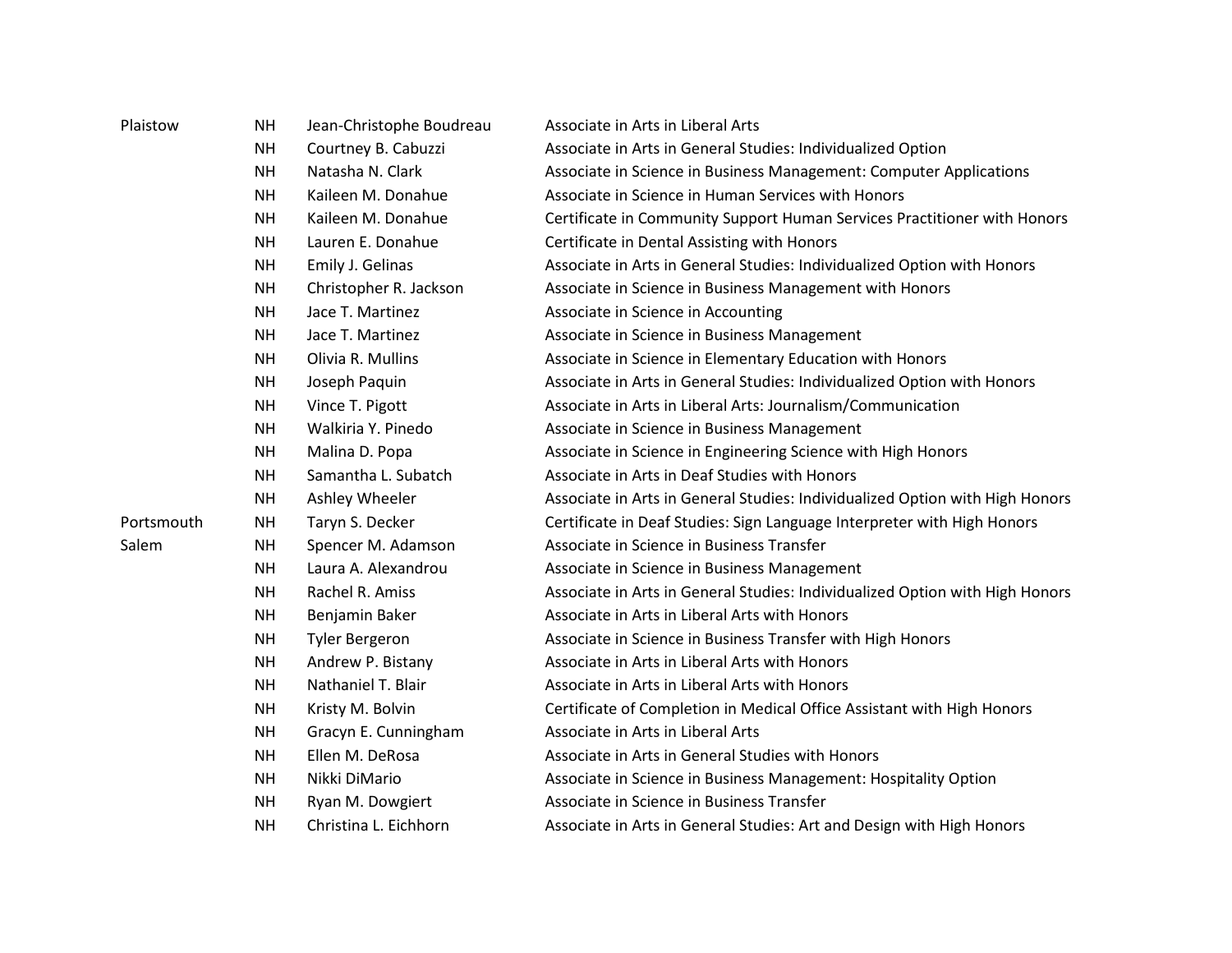| | | | |
|---|---|---|---|
| Plaistow | NH | Jean-Christophe Boudreau | Associate in Arts in Liberal Arts |
| | NH | Courtney B. Cabuzzi | Associate in Arts in General Studies: Individualized Option |
| | NH | Natasha N. Clark | Associate in Science in Business Management: Computer Applications |
| | NH | Kaileen M. Donahue | Associate in Science in Human Services with Honors |
| | NH | Kaileen M. Donahue | Certificate in Community Support Human Services Practitioner with Honors |
| | NH | Lauren E. Donahue | Certificate in Dental Assisting with Honors |
| | NH | Emily J. Gelinas | Associate in Arts in General Studies: Individualized Option with Honors |
| | NH | Christopher R. Jackson | Associate in Science in Business Management with Honors |
| | NH | Jace T. Martinez | Associate in Science in Accounting |
| | NH | Jace T. Martinez | Associate in Science in Business Management |
| | NH | Olivia R. Mullins | Associate in Science in Elementary Education with Honors |
| | NH | Joseph Paquin | Associate in Arts in General Studies: Individualized Option with Honors |
| | NH | Vince T. Pigott | Associate in Arts in Liberal Arts: Journalism/Communication |
| | NH | Walkiria Y. Pinedo | Associate in Science in Business Management |
| | NH | Malina D. Popa | Associate in Science in Engineering Science with High Honors |
| | NH | Samantha L. Subatch | Associate in Arts in Deaf Studies with Honors |
| | NH | Ashley Wheeler | Associate in Arts in General Studies: Individualized Option with High Honors |
| Portsmouth | NH | Taryn S. Decker | Certificate in Deaf Studies: Sign Language Interpreter with High Honors |
| Salem | NH | Spencer M. Adamson | Associate in Science in Business Transfer |
| | NH | Laura A. Alexandrou | Associate in Science in Business Management |
| | NH | Rachel R. Amiss | Associate in Arts in General Studies: Individualized Option with High Honors |
| | NH | Benjamin Baker | Associate in Arts in Liberal Arts with Honors |
| | NH | Tyler Bergeron | Associate in Science in Business Transfer with High Honors |
| | NH | Andrew P. Bistany | Associate in Arts in Liberal Arts with Honors |
| | NH | Nathaniel T. Blair | Associate in Arts in Liberal Arts with Honors |
| | NH | Kristy M. Bolvin | Certificate of Completion in Medical Office Assistant with High Honors |
| | NH | Gracyn E. Cunningham | Associate in Arts in Liberal Arts |
| | NH | Ellen M. DeRosa | Associate in Arts in General Studies with Honors |
| | NH | Nikki DiMario | Associate in Science in Business Management: Hospitality Option |
| | NH | Ryan M. Dowgiert | Associate in Science in Business Transfer |
| | NH | Christina L. Eichhorn | Associate in Arts in General Studies: Art and Design with High Honors |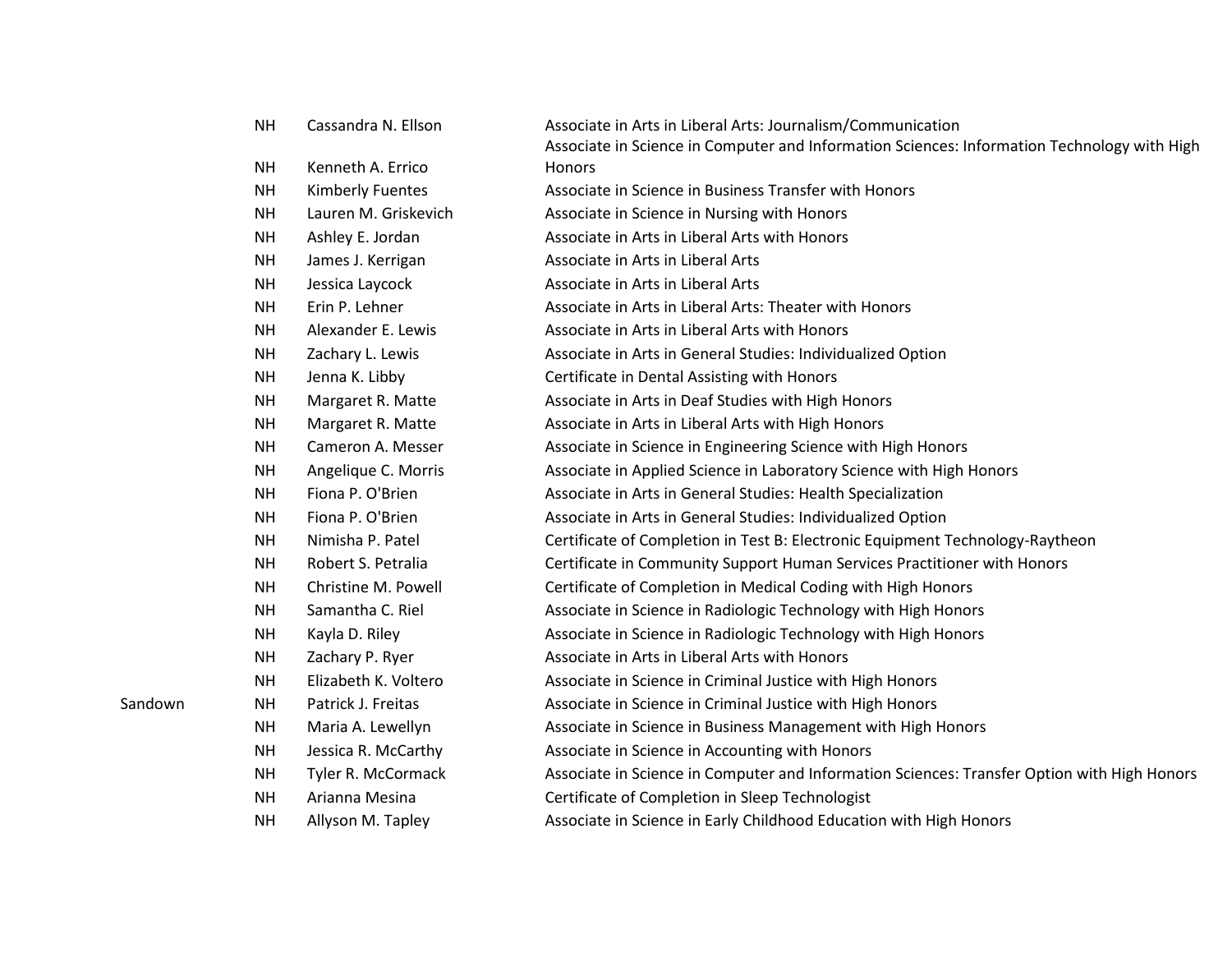| Town | State | Name | Degree |
|---|---|---|---|
| | NH | Cassandra N. Ellson | Associate in Arts in Liberal Arts: Journalism/Communication |
| | NH | Kenneth A. Errico | Associate in Science in Computer and Information Sciences: Information Technology with High Honors |
| | NH | Kimberly Fuentes | Associate in Science in Business Transfer with Honors |
| | NH | Lauren M. Griskevich | Associate in Science in Nursing with Honors |
| | NH | Ashley E. Jordan | Associate in Arts in Liberal Arts with Honors |
| | NH | James J. Kerrigan | Associate in Arts in Liberal Arts |
| | NH | Jessica Laycock | Associate in Arts in Liberal Arts |
| | NH | Erin P. Lehner | Associate in Arts in Liberal Arts: Theater with Honors |
| | NH | Alexander E. Lewis | Associate in Arts in Liberal Arts with Honors |
| | NH | Zachary L. Lewis | Associate in Arts in General Studies: Individualized Option |
| | NH | Jenna K. Libby | Certificate in Dental Assisting with Honors |
| | NH | Margaret R. Matte | Associate in Arts in Deaf Studies with High Honors |
| | NH | Margaret R. Matte | Associate in Arts in Liberal Arts with High Honors |
| | NH | Cameron A. Messer | Associate in Science in Engineering Science with High Honors |
| | NH | Angelique C. Morris | Associate in Applied Science in Laboratory Science with High Honors |
| | NH | Fiona P. O'Brien | Associate in Arts in General Studies: Health Specialization |
| | NH | Fiona P. O'Brien | Associate in Arts in General Studies: Individualized Option |
| | NH | Nimisha P. Patel | Certificate of Completion in Test B: Electronic Equipment Technology-Raytheon |
| | NH | Robert S. Petralia | Certificate in Community Support Human Services Practitioner with Honors |
| | NH | Christine M. Powell | Certificate of Completion in Medical Coding with High Honors |
| | NH | Samantha C. Riel | Associate in Science in Radiologic Technology with High Honors |
| | NH | Kayla D. Riley | Associate in Science in Radiologic Technology with High Honors |
| | NH | Zachary P. Ryer | Associate in Arts in Liberal Arts with Honors |
| | NH | Elizabeth K. Voltero | Associate in Science in Criminal Justice with High Honors |
| Sandown | NH | Patrick J. Freitas | Associate in Science in Criminal Justice with High Honors |
| | NH | Maria A. Lewellyn | Associate in Science in Business Management with High Honors |
| | NH | Jessica R. McCarthy | Associate in Science in Accounting with Honors |
| | NH | Tyler R. McCormack | Associate in Science in Computer and Information Sciences: Transfer Option with High Honors |
| | NH | Arianna Mesina | Certificate of Completion in Sleep Technologist |
| | NH | Allyson M. Tapley | Associate in Science in Early Childhood Education with High Honors |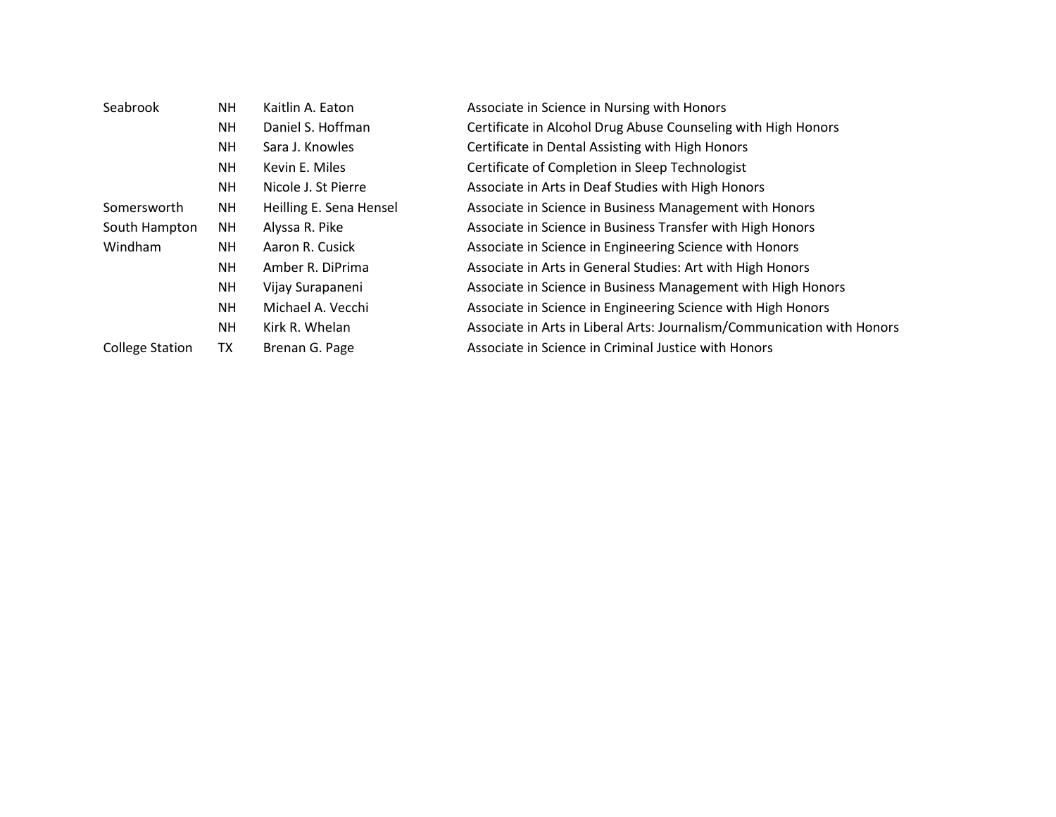| | | | |
|---|---|---|---|
| Seabrook | NH | Kaitlin A. Eaton | Associate in Science in Nursing with Honors |
| | NH | Daniel S. Hoffman | Certificate in Alcohol Drug Abuse Counseling with High Honors |
| | NH | Sara J. Knowles | Certificate in Dental Assisting with High Honors |
| | NH | Kevin E. Miles | Certificate of Completion in Sleep Technologist |
| | NH | Nicole J. St Pierre | Associate in Arts in Deaf Studies with High Honors |
| Somersworth | NH | Heilling E. Sena Hensel | Associate in Science in Business Management with Honors |
| South Hampton | NH | Alyssa R. Pike | Associate in Science in Business Transfer with High Honors |
| Windham | NH | Aaron R. Cusick | Associate in Science in Engineering Science with Honors |
| | NH | Amber R. DiPrima | Associate in Arts in General Studies: Art with High Honors |
| | NH | Vijay Surapaneni | Associate in Science in Business Management with High Honors |
| | NH | Michael A. Vecchi | Associate in Science in Engineering Science with High Honors |
| | NH | Kirk R. Whelan | Associate in Arts in Liberal Arts: Journalism/Communication with Honors |
| College Station | TX | Brenan G. Page | Associate in Science in Criminal Justice with Honors |